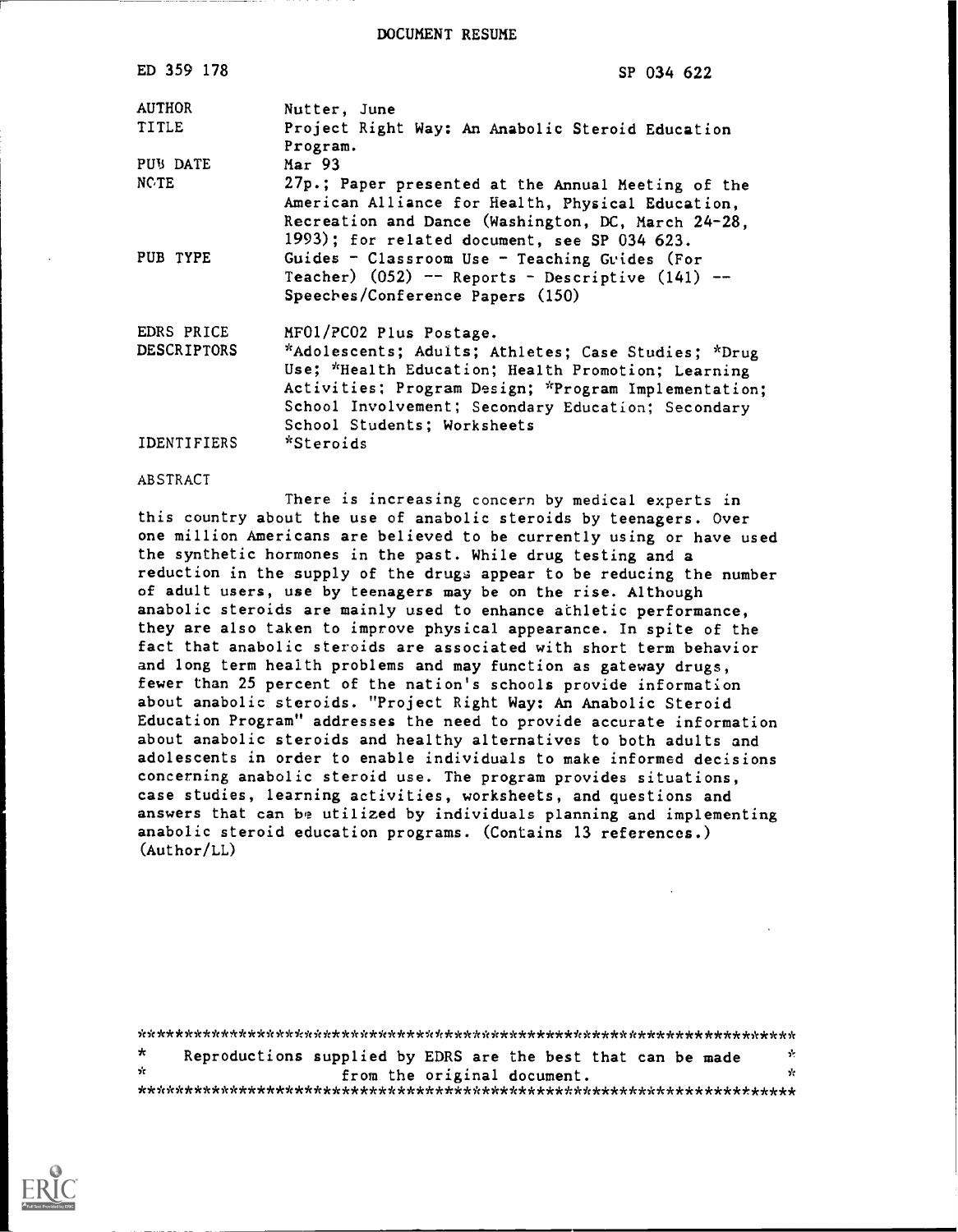DOCUMENT RESUME

| | |
|---|---|
| ED 359 178 | SP 034 622 |
| AUTHOR | Nutter, June |
| TITLE | Project Right Way: An Anabolic Steroid Education Program. |
| PUB DATE | Mar 93 |
| NOTE | 27p.; Paper presented at the Annual Meeting of the American Alliance for Health, Physical Education, Recreation and Dance (Washington, DC, March 24-28, 1993); for related document, see SP 034 623. |
| PUB TYPE | Guides - Classroom Use - Teaching Guides (For Teacher) (052) -- Reports - Descriptive (141) -- Speeches/Conference Papers (150) |
| EDRS PRICE | MF01/PC02 Plus Postage. |
| DESCRIPTORS | *Adolescents; Adults; Athletes; Case Studies; *Drug Use; *Health Education; Health Promotion; Learning Activities; Program Design; *Program Implementation; School Involvement; Secondary Education; Secondary School Students; Worksheets |
| IDENTIFIERS | *Steroids |

ABSTRACT

There is increasing concern by medical experts in this country about the use of anabolic steroids by teenagers. Over one million Americans are believed to be currently using or have used the synthetic hormones in the past. While drug testing and a reduction in the supply of the drugs appear to be reducing the number of adult users, use by teenagers may be on the rise. Although anabolic steroids are mainly used to enhance athletic performance, they are also taken to improve physical appearance. In spite of the fact that anabolic steroids are associated with short term behavior and long term health problems and may function as gateway drugs, fewer than 25 percent of the nation's schools provide information about anabolic steroids. "Project Right Way: An Anabolic Steroid Education Program" addresses the need to provide accurate information about anabolic steroids and healthy alternatives to both adults and adolescents in order to enable individuals to make informed decisions concerning anabolic steroid use. The program provides situations, case studies, learning activities, worksheets, and questions and answers that can be utilized by individuals planning and implementing anabolic steroid education programs. (Contains 13 references.) (Author/LL)

***********************************************************************
* Reproductions supplied by EDRS are the best that can be made *
* from the original document. *
***********************************************************************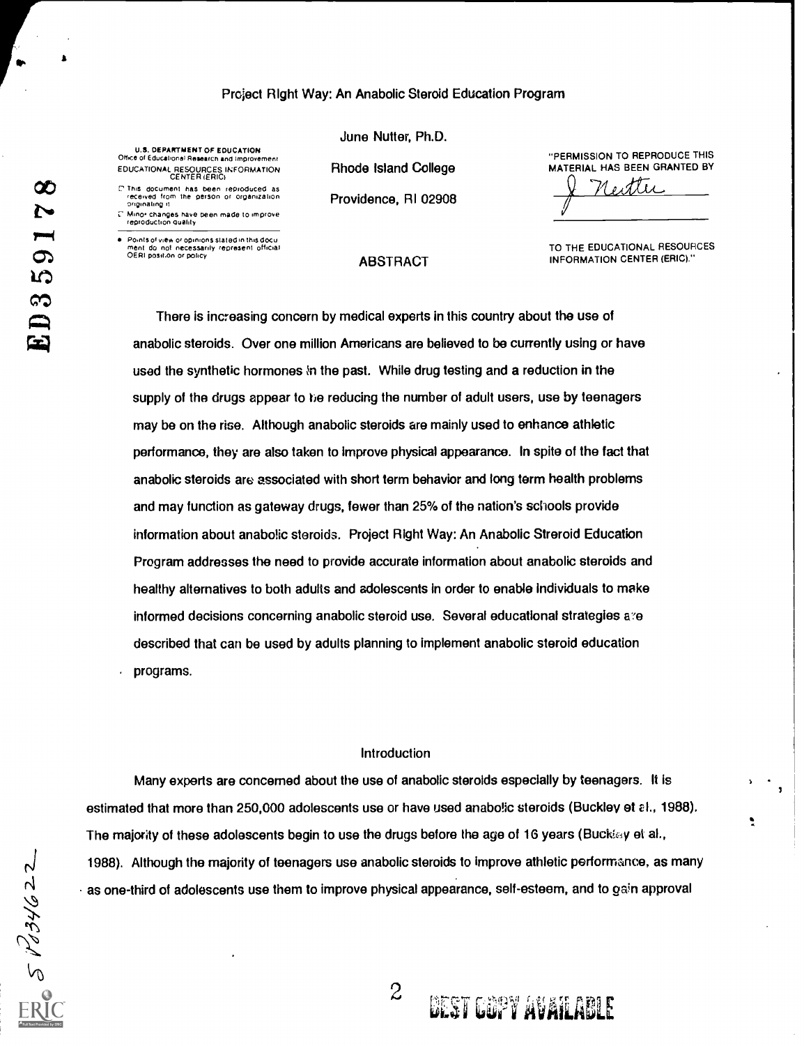Project Right Way: An Anabolic Steroid Education Program

June Nutter, Ph.D.

Rhode Island College

Providence, RI 02908

## ABSTRACT

There is increasing concern by medical experts in this country about the use of anabolic steroids. Over one million Americans are believed to be currently using or have used the synthetic hormones in the past. While drug testing and a reduction in the supply of the drugs appear to be reducing the number of adult users, use by teenagers may be on the rise. Although anabolic steroids are mainly used to enhance athletic performance, they are also taken to improve physical appearance. In spite of the fact that anabolic steroids are associated with short term behavior and long term health problems and may function as gateway drugs, fewer than 25% of the nation's schools provide information about anabolic steroids. Project Right Way: An Anabolic Streroid Education Program addresses the need to provide accurate information about anabolic steroids and healthy alternatives to both adults and adolescents in order to enable individuals to make informed decisions concerning anabolic steroid use. Several educational strategies are described that can be used by adults planning to implement anabolic steroid education programs.

## Introduction

Many experts are concerned about the use of anabolic steroids especially by teenagers. It is estimated that more than 250,000 adolescents use or have used anabolic steroids (Buckley et al., 1988). The majority of these adolescents begin to use the drugs before the age of 16 years (Buckley et al., 1988). Although the majority of teenagers use anabolic steroids to improve athletic performance, as many as one-third of adolescents use them to improve physical appearance, self-esteem, and to gain approval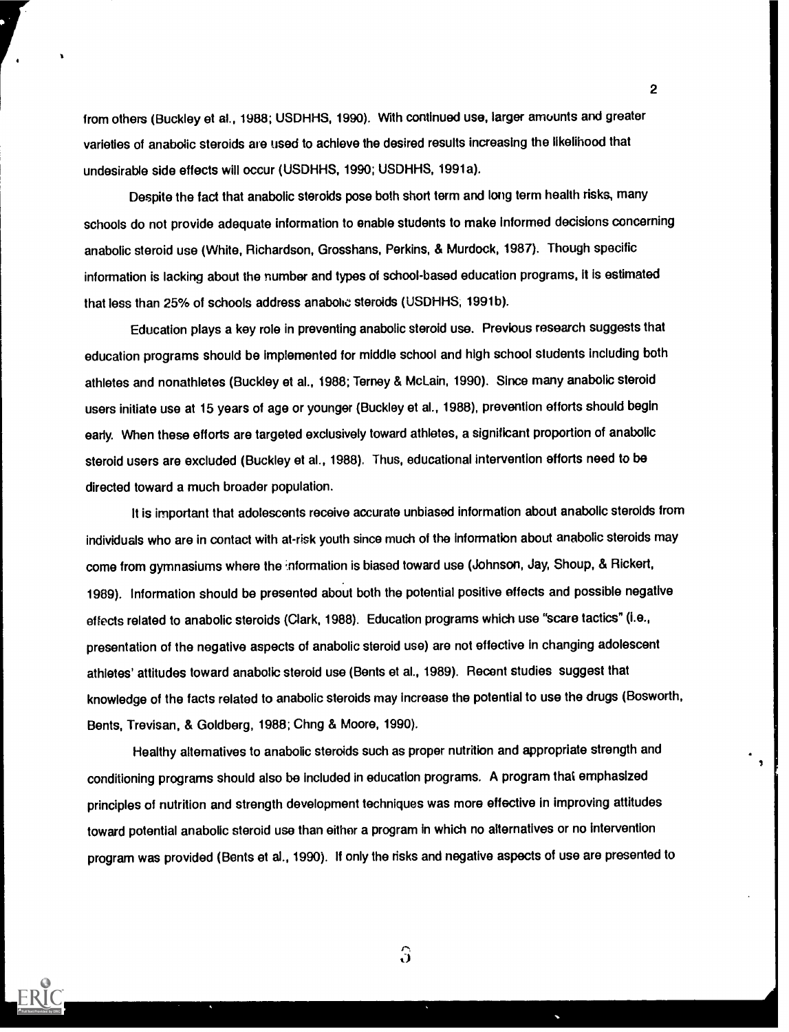from others (Buckley et al., 1988; USDHHS, 1990). With continued use, larger amounts and greater varieties of anabolic steroids are used to achieve the desired results increasing the likelihood that undesirable side effects will occur (USDHHS, 1990; USDHHS, 1991a).

Despite the fact that anabolic steroids pose both short term and long term health risks, many schools do not provide adequate information to enable students to make informed decisions concerning anabolic steroid use (White, Richardson, Grosshans, Perkins, & Murdock, 1987). Though specific information is lacking about the number and types of school-based education programs, it is estimated that less than 25% of schools address anabolic steroids (USDHHS, 1991b).

Education plays a key role in preventing anabolic steroid use. Previous research suggests that education programs should be implemented for middle school and high school students including both athletes and nonathletes (Buckley et al., 1988; Terney & McLain, 1990). Since many anabolic steroid users initiate use at 15 years of age or younger (Buckley et al., 1988), prevention efforts should begin early. When these efforts are targeted exclusively toward athletes, a significant proportion of anabolic steroid users are excluded (Buckley et al., 1988). Thus, educational intervention efforts need to be directed toward a much broader population.

It is important that adolescents receive accurate unbiased information about anabolic steroids from individuals who are in contact with at-risk youth since much of the information about anabolic steroids may come from gymnasiums where the information is biased toward use (Johnson, Jay, Shoup, & Rickert, 1989). Information should be presented about both the potential positive effects and possible negative effects related to anabolic steroids (Clark, 1988). Education programs which use "scare tactics" (i.e., presentation of the negative aspects of anabolic steroid use) are not effective in changing adolescent athletes' attitudes toward anabolic steroid use (Bents et al., 1989). Recent studies suggest that knowledge of the facts related to anabolic steroids may increase the potential to use the drugs (Bosworth, Bents, Trevisan, & Goldberg, 1988; Chng & Moore, 1990).

Healthy alternatives to anabolic steroids such as proper nutrition and appropriate strength and conditioning programs should also be included in education programs. A program that emphasized principles of nutrition and strength development techniques was more effective in improving attitudes toward potential anabolic steroid use than either a program in which no alternatives or no intervention program was provided (Bents et al., 1990). If only the risks and negative aspects of use are presented to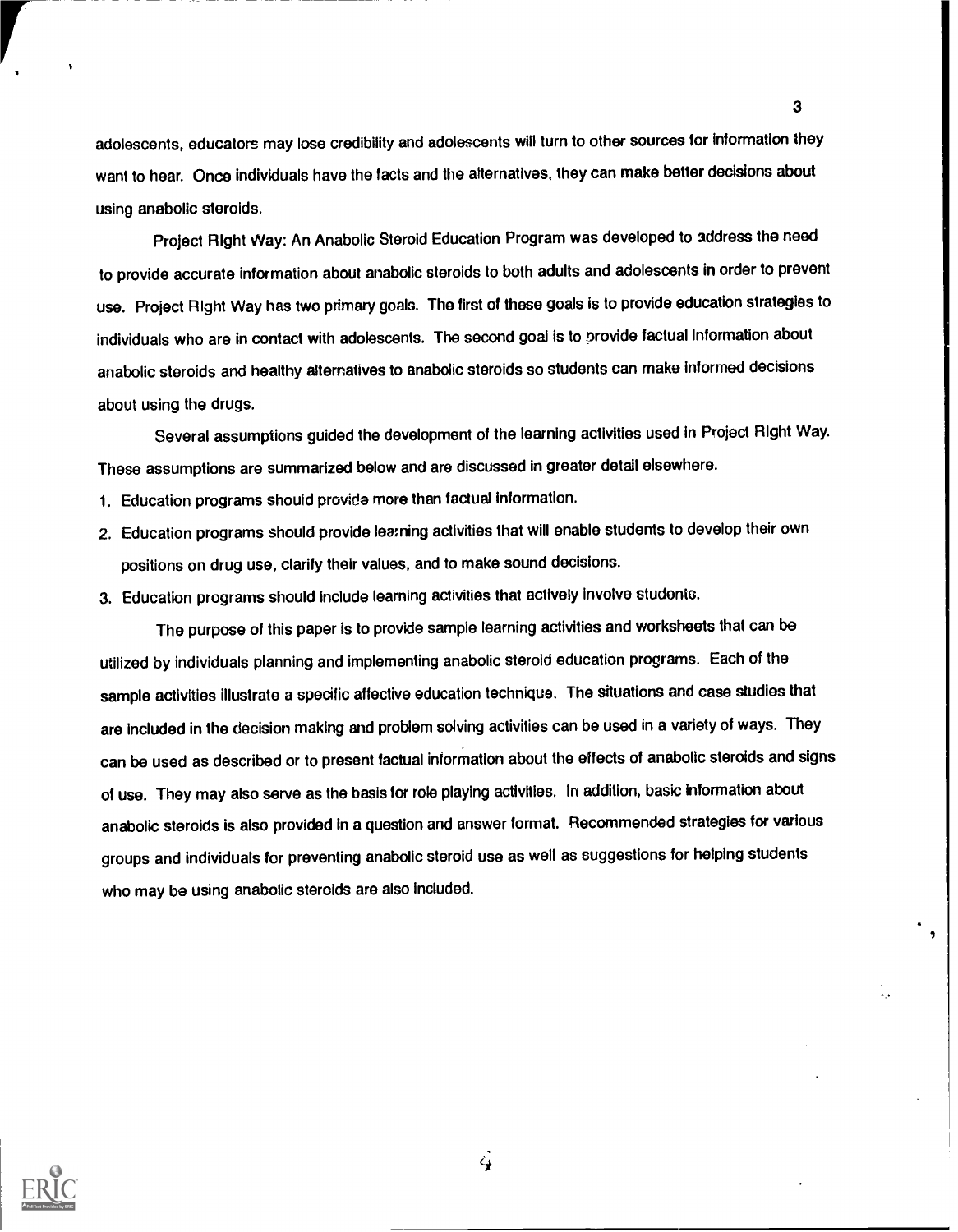adolescents, educators may lose credibility and adolescents will turn to other sources for information they want to hear. Once individuals have the facts and the alternatives, they can make better decisions about using anabolic steroids.

Project Right Way: An Anabolic Steroid Education Program was developed to address the need to provide accurate information about anabolic steroids to both adults and adolescents in order to prevent use. Project Right Way has two primary goals. The first of these goals is to provide education strategies to individuals who are in contact with adolescents. The second goal is to provide factual information about anabolic steroids and healthy alternatives to anabolic steroids so students can make informed decisions about using the drugs.

Several assumptions guided the development of the learning activities used in Project Right Way. These assumptions are summarized below and are discussed in greater detail elsewhere.

1. Education programs should provide more than factual information.
2. Education programs should provide learning activities that will enable students to develop their own positions on drug use, clarify their values, and to make sound decisions.
3. Education programs should include learning activities that actively involve students.

The purpose of this paper is to provide sample learning activities and worksheets that can be utilized by individuals planning and implementing anabolic steroid education programs. Each of the sample activities illustrate a specific affective education technique. The situations and case studies that are included in the decision making and problem solving activities can be used in a variety of ways. They can be used as described or to present factual information about the effects of anabolic steroids and signs of use. They may also serve as the basis for role playing activities. In addition, basic information about anabolic steroids is also provided in a question and answer format. Recommended strategies for various groups and individuals for preventing anabolic steroid use as well as suggestions for helping students who may be using anabolic steroids are also included.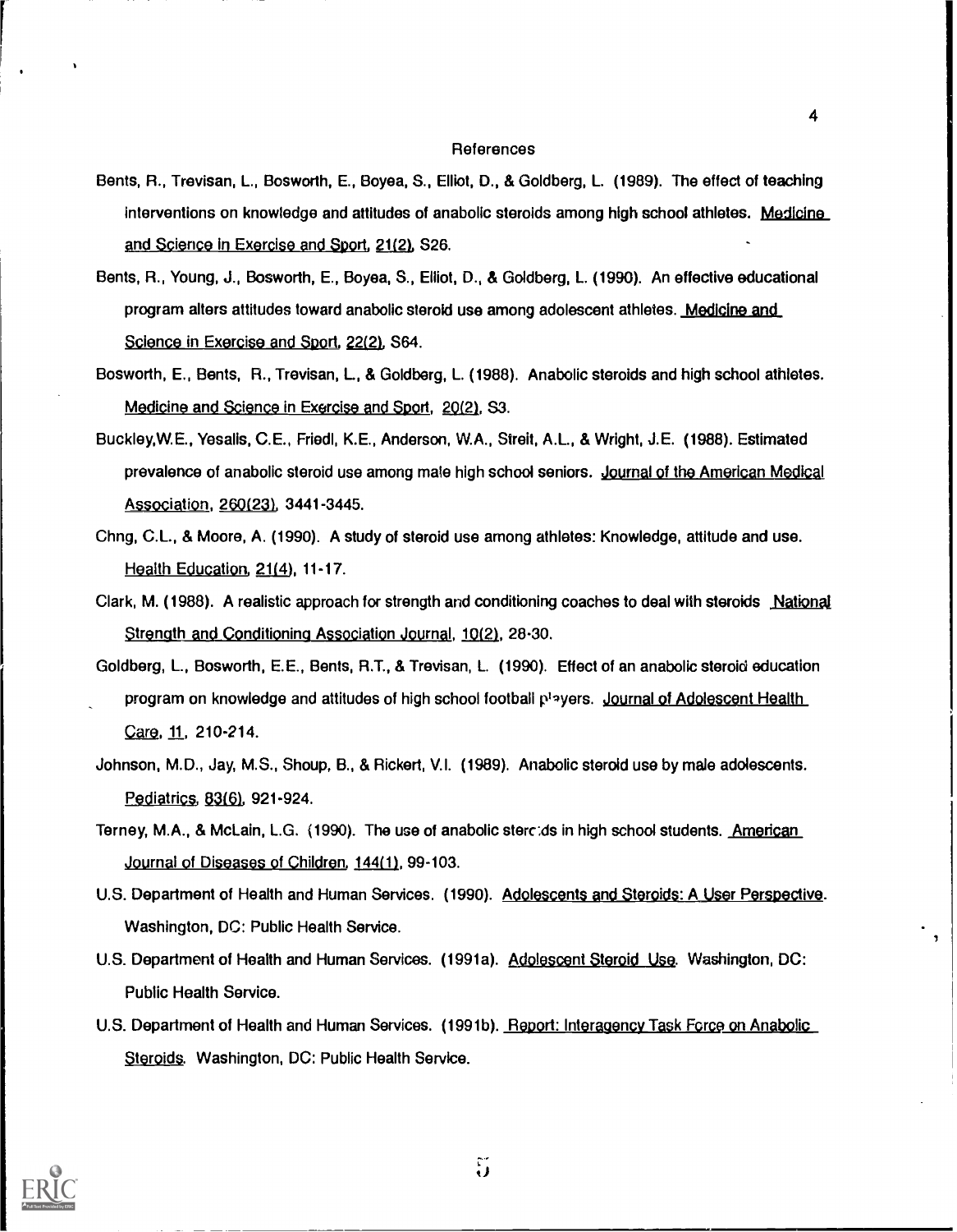# References

Bents, R., Trevisan, L., Bosworth, E., Boyea, S., Elliot, D., & Goldberg, L. (1989). The effect of teaching interventions on knowledge and attitudes of anabolic steroids among high school athletes. Medicine and Science in Exercise and Sport, 21(2), S26.

Bents, R., Young, J., Bosworth, E., Boyea, S., Elliot, D., & Goldberg, L. (1990). An effective educational program alters attitudes toward anabolic steroid use among adolescent athletes. Medicine and Science in Exercise and Sport, 22(2), S64.

Bosworth, E., Bents, R., Trevisan, L., & Goldberg, L. (1988). Anabolic steroids and high school athletes. Medicine and Science in Exercise and Sport, 20(2), S3.

Buckley, W.E., Yesalis, C.E., Friedl, K.E., Anderson, W.A., Streit, A.L., & Wright, J.E. (1988). Estimated prevalence of anabolic steroid use among male high school seniors. Journal of the American Medical Association, 260(23), 3441-3445.

Chng, C.L., & Moore, A. (1990). A study of steroid use among athletes: Knowledge, attitude and use. Health Education, 21(4), 11-17.

Clark, M. (1988). A realistic approach for strength and conditioning coaches to deal with steroids National Strength and Conditioning Association Journal, 10(2), 28-30.

Goldberg, L., Bosworth, E.E., Bents, R.T., & Trevisan, L. (1990). Effect of an anabolic steroid education program on knowledge and attitudes of high school football players. Journal of Adolescent Health Care, 11, 210-214.

Johnson, M.D., Jay, M.S., Shoup, B., & Rickert, V.I. (1989). Anabolic steroid use by male adolescents. Pediatrics, 83(6), 921-924.

Terney, M.A., & McLain, L.G. (1990). The use of anabolic steroids in high school students. American Journal of Diseases of Children, 144(1), 99-103.

U.S. Department of Health and Human Services. (1990). Adolescents and Steroids: A User Perspective. Washington, DC: Public Health Service.

U.S. Department of Health and Human Services. (1991a). Adolescent Steroid Use. Washington, DC: Public Health Service.

U.S. Department of Health and Human Services. (1991b). Report: Interagency Task Force on Anabolic Steroids. Washington, DC: Public Health Service.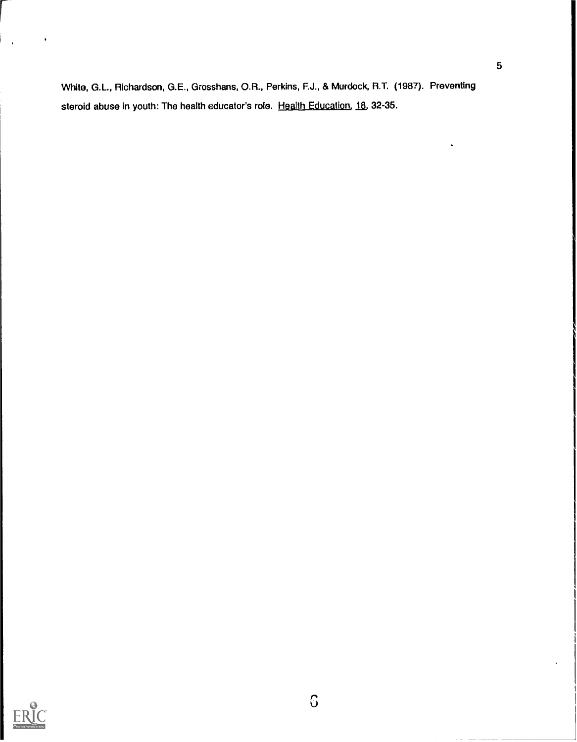White, G.L., Richardson, G.E., Grosshans, O.R., Perkins, F.J., & Murdock, R.T. (1987). Preventing steroid abuse in youth: The health educator's role. Health Education, 18, 32-35.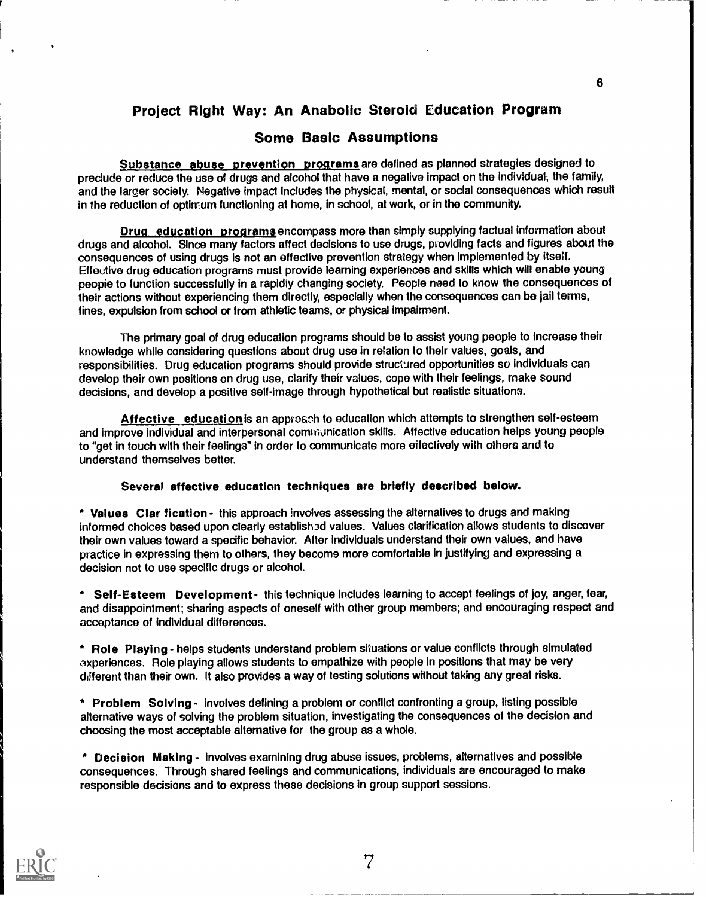## Project Right Way: An Anabolic Steroid Education Program

### Some Basic Assumptions

**Substance abuse prevention programs** are defined as planned strategies designed to preclude or reduce the use of drugs and alcohol that have a negative impact on the individual, the family, and the larger society. Negative impact includes the physical, mental, or social consequences which result in the reduction of optimum functioning at home, in school, at work, or in the community.

**Drug education programs** encompass more than simply supplying factual information about drugs and alcohol. Since many factors affect decisions to use drugs, providing facts and figures about the consequences of using drugs is not an effective prevention strategy when implemented by itself. Effective drug education programs must provide learning experiences and skills which will enable young people to function successfully in a rapidly changing society. People need to know the consequences of their actions without experiencing them directly, especially when the consequences can be jail terms, fines, expulsion from school or from athletic teams, or physical impairment.

The primary goal of drug education programs should be to assist young people to increase their knowledge while considering questions about drug use in relation to their values, goals, and responsibilities. Drug education programs should provide structured opportunities so individuals can develop their own positions on drug use, clarify their values, cope with their feelings, make sound decisions, and develop a positive self-image through hypothetical but realistic situations.

**Affective education** is an approach to education which attempts to strengthen self-esteem and improve individual and interpersonal communication skills. Affective education helps young people to "get in touch with their feelings" in order to communicate more effectively with others and to understand themselves better.

**Several affective education techniques are briefly described below.**

* **Values Clarification** - this approach involves assessing the alternatives to drugs and making informed choices based upon clearly established values. Values clarification allows students to discover their own values toward a specific behavior. After individuals understand their own values, and have practice in expressing them to others, they become more comfortable in justifying and expressing a decision not to use specific drugs or alcohol.

* **Self-Esteem Development** - this technique includes learning to accept feelings of joy, anger, fear, and disappointment; sharing aspects of oneself with other group members; and encouraging respect and acceptance of individual differences.

* **Role Playing** - helps students understand problem situations or value conflicts through simulated experiences. Role playing allows students to empathize with people in positions that may be very different than their own. It also provides a way of testing solutions without taking any great risks.

* **Problem Solving** - involves defining a problem or conflict confronting a group, listing possible alternative ways of solving the problem situation, investigating the consequences of the decision and choosing the most acceptable alternative for the group as a whole.

* **Decision Making** - involves examining drug abuse issues, problems, alternatives and possible consequences. Through shared feelings and communications, individuals are encouraged to make responsible decisions and to express these decisions in group support sessions.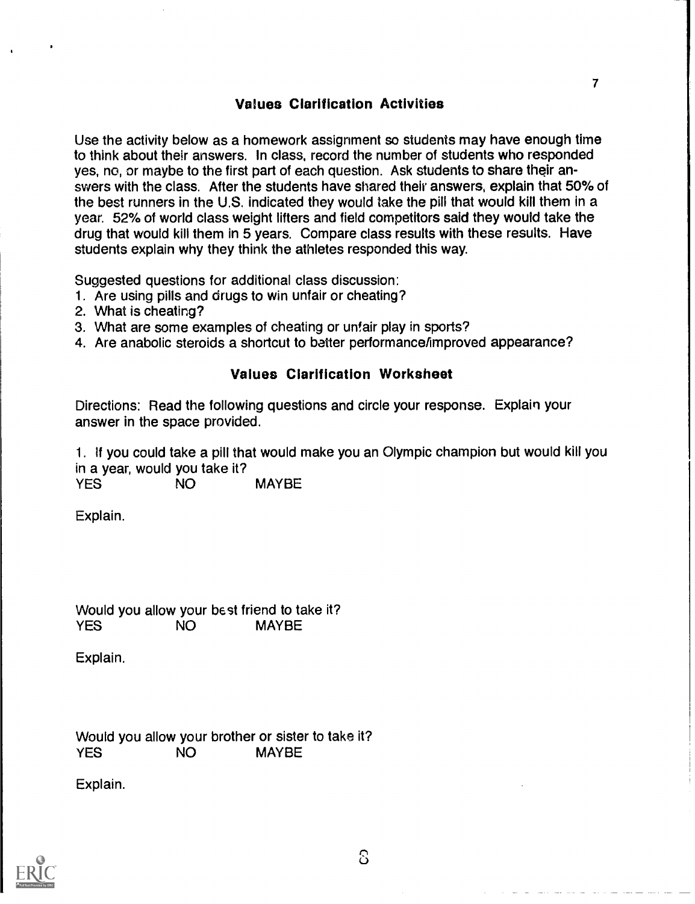## Values Clarification Activities

Use the activity below as a homework assignment so students may have enough time to think about their answers. In class, record the number of students who responded yes, no, or maybe to the first part of each question. Ask students to share their answers with the class. After the students have shared their answers, explain that 50% of the best runners in the U.S. indicated they would take the pill that would kill them in a year. 52% of world class weight lifters and field competitors said they would take the drug that would kill them in 5 years. Compare class results with these results. Have students explain why they think the athletes responded this way.

Suggested questions for additional class discussion:

1. Are using pills and drugs to win unfair or cheating?
2. What is cheating?
3. What are some examples of cheating or unfair play in sports?
4. Are anabolic steroids a shortcut to better performance/improved appearance?

## Values Clarification Worksheet

Directions: Read the following questions and circle your response. Explain your answer in the space provided.

1. If you could take a pill that would make you an Olympic champion but would kill you in a year, would you take it?

YES NO MAYBE

Explain.

Would you allow your best friend to take it?

YES NO MAYBE

Explain.

Would you allow your brother or sister to take it?

YES NO MAYBE

Explain.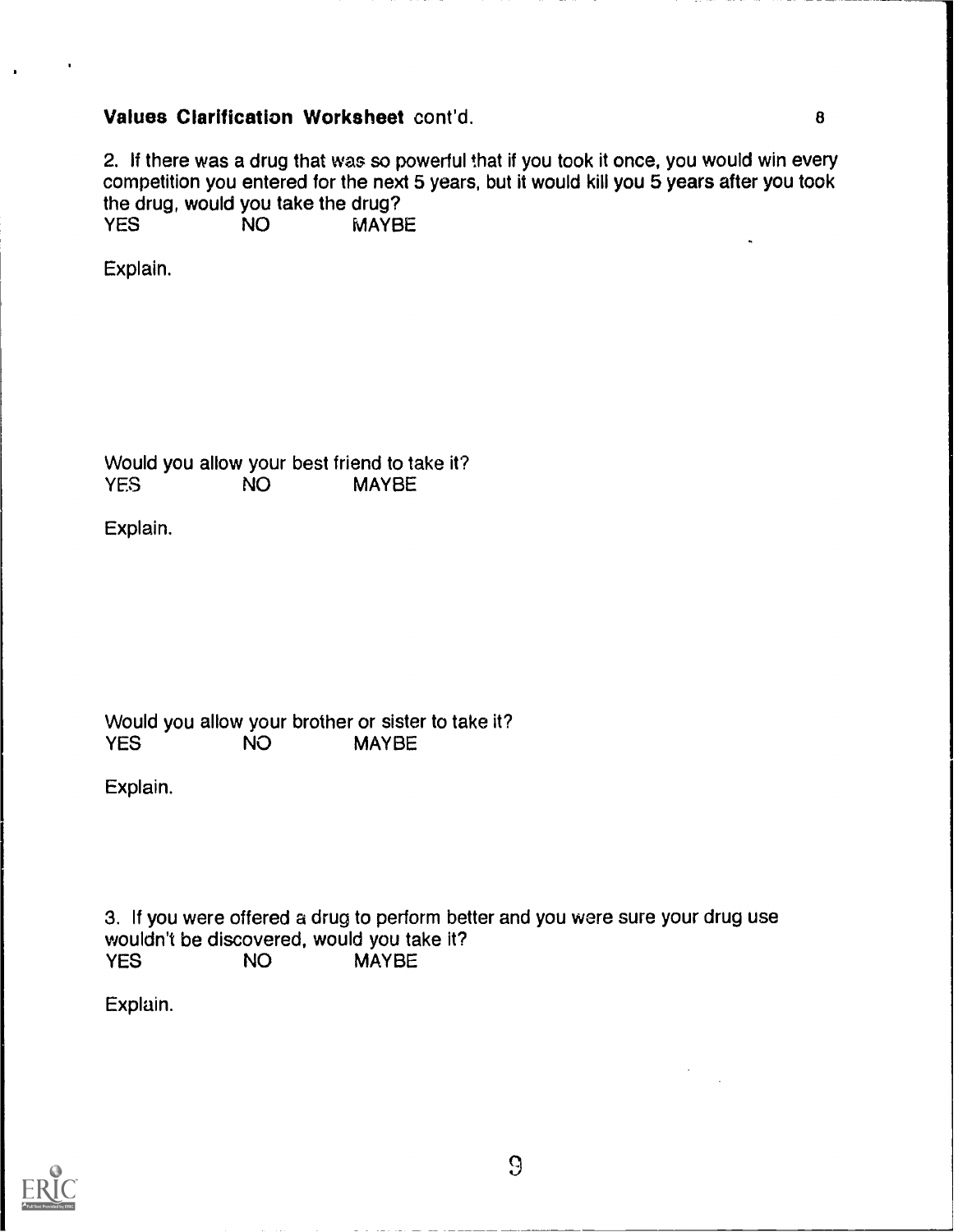**Values Clarification Worksheet** cont'd.

2. If there was a drug that was so powerful that if you took it once, you would win every competition you entered for the next 5 years, but it would kill you 5 years after you took the drug, would you take the drug?

YES NO MAYBE

Explain.

Would you allow your best friend to take it?

YES NO MAYBE

Explain.

Would you allow your brother or sister to take it?

YES NO MAYBE

Explain.

3. If you were offered a drug to perform better and you were sure your drug use wouldn't be discovered, would you take it?

YES NO MAYBE

Explain.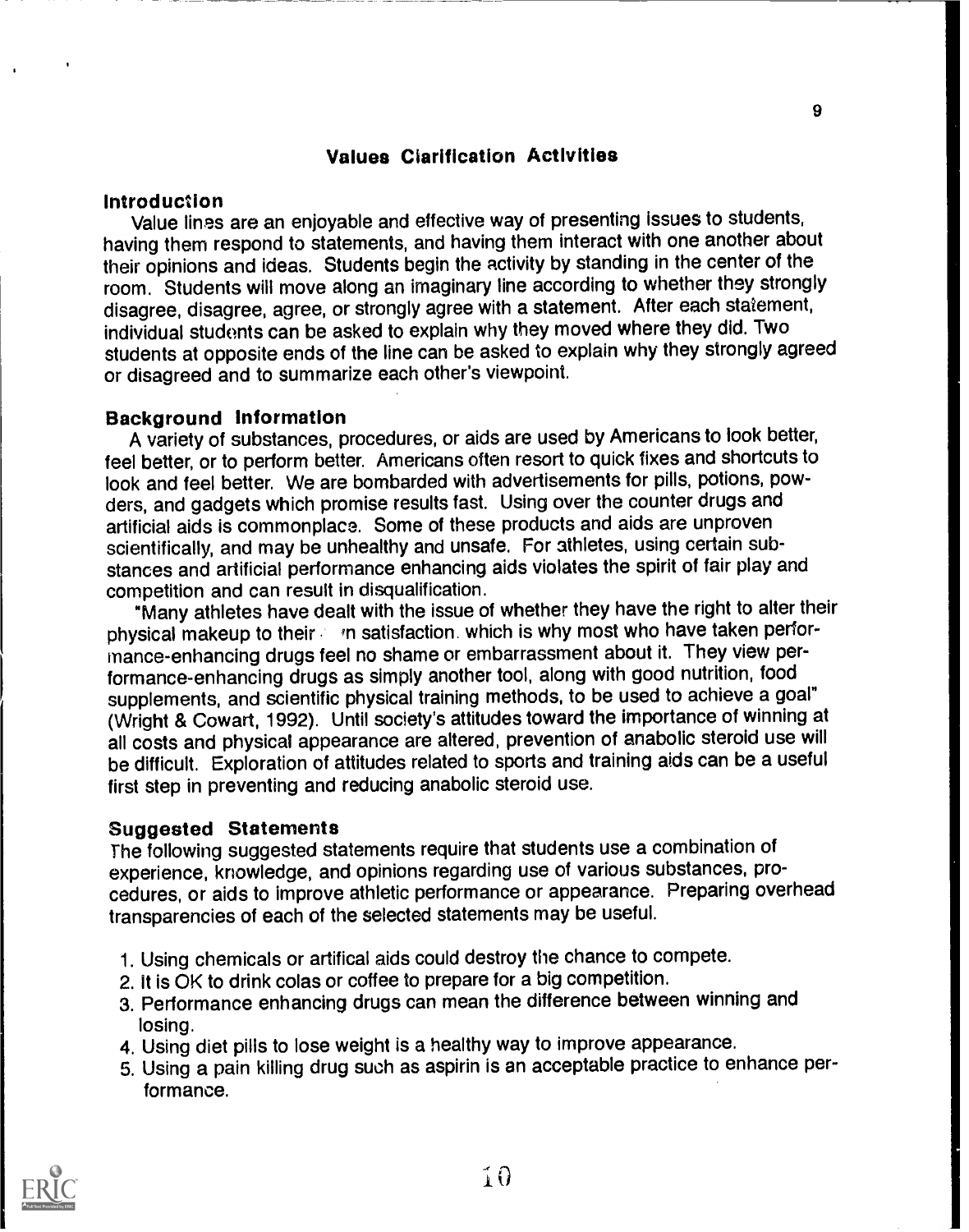## Values Clarification Activities

### Introduction

Value lines are an enjoyable and effective way of presenting issues to students, having them respond to statements, and having them interact with one another about their opinions and ideas. Students begin the activity by standing in the center of the room. Students will move along an imaginary line according to whether they strongly disagree, disagree, agree, or strongly agree with a statement. After each statement, individual students can be asked to explain why they moved where they did. Two students at opposite ends of the line can be asked to explain why they strongly agreed or disagreed and to summarize each other's viewpoint.

### Background Information

A variety of substances, procedures, or aids are used by Americans to look better, feel better, or to perform better. Americans often resort to quick fixes and shortcuts to look and feel better. We are bombarded with advertisements for pills, potions, powders, and gadgets which promise results fast. Using over the counter drugs and artificial aids is commonplace. Some of these products and aids are unproven scientifically, and may be unhealthy and unsafe. For athletes, using certain substances and artificial performance enhancing aids violates the spirit of fair play and competition and can result in disqualification.

"Many athletes have dealt with the issue of whether they have the right to alter their physical makeup to their own satisfaction, which is why most who have taken performance-enhancing drugs feel no shame or embarrassment about it. They view performance-enhancing drugs as simply another tool, along with good nutrition, food supplements, and scientific physical training methods, to be used to achieve a goal" (Wright & Cowart, 1992). Until society's attitudes toward the importance of winning at all costs and physical appearance are altered, prevention of anabolic steroid use will be difficult. Exploration of attitudes related to sports and training aids can be a useful first step in preventing and reducing anabolic steroid use.

### Suggested Statements

The following suggested statements require that students use a combination of experience, knowledge, and opinions regarding use of various substances, procedures, or aids to improve athletic performance or appearance. Preparing overhead transparencies of each of the selected statements may be useful.

1. Using chemicals or artifical aids could destroy the chance to compete.
2. It is OK to drink colas or coffee to prepare for a big competition.
3. Performance enhancing drugs can mean the difference between winning and losing.
4. Using diet pills to lose weight is a healthy way to improve appearance.
5. Using a pain killing drug such as aspirin is an acceptable practice to enhance performance.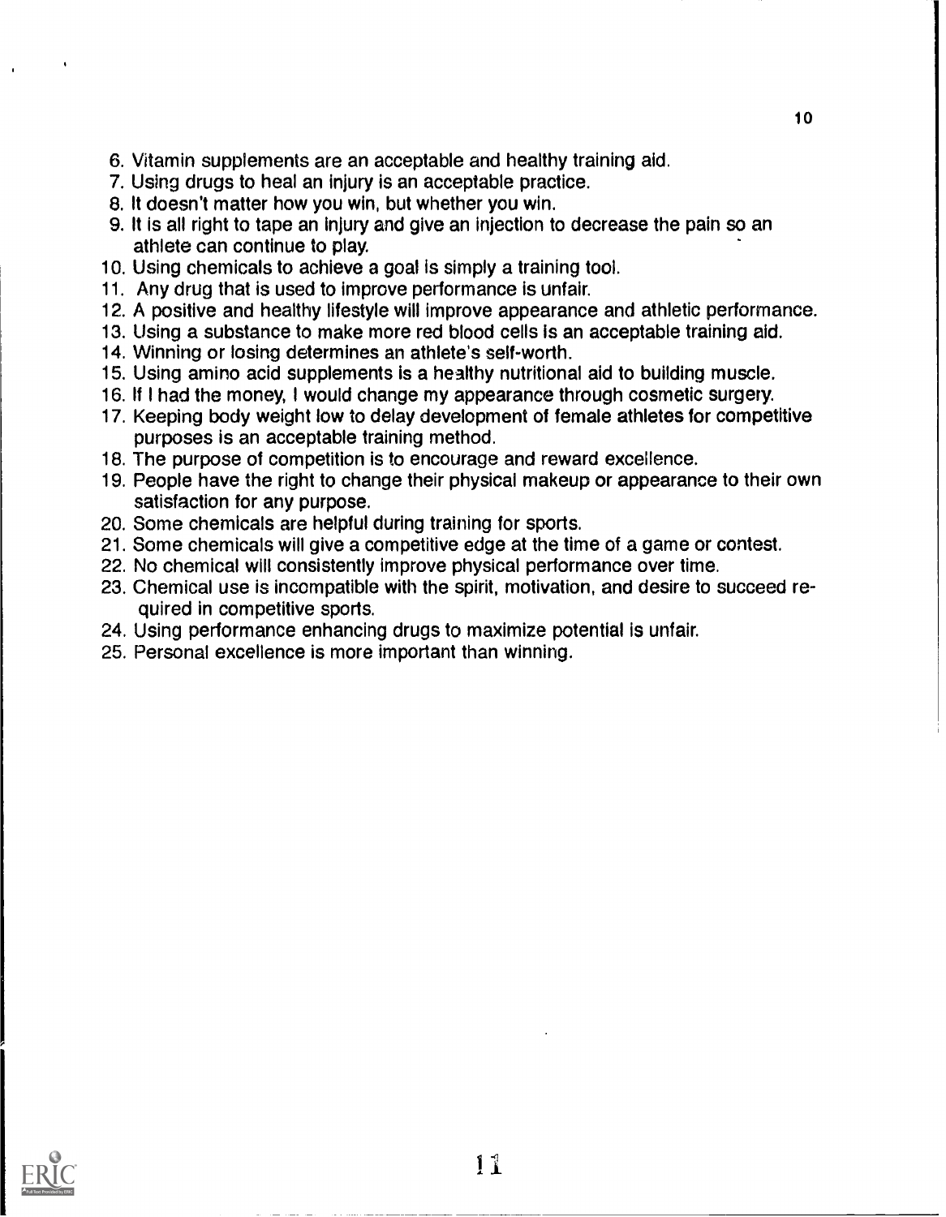6. Vitamin supplements are an acceptable and healthy training aid.
7. Using drugs to heal an injury is an acceptable practice.
8. It doesn't matter how you win, but whether you win.
9. It is all right to tape an injury and give an injection to decrease the pain so an athlete can continue to play.
10. Using chemicals to achieve a goal is simply a training tool.
11. Any drug that is used to improve performance is unfair.
12. A positive and healthy lifestyle will improve appearance and athletic performance.
13. Using a substance to make more red blood cells is an acceptable training aid.
14. Winning or losing determines an athlete's self-worth.
15. Using amino acid supplements is a healthy nutritional aid to building muscle.
16. If I had the money, I would change my appearance through cosmetic surgery.
17. Keeping body weight low to delay development of female athletes for competitive purposes is an acceptable training method.
18. The purpose of competition is to encourage and reward excellence.
19. People have the right to change their physical makeup or appearance to their own satisfaction for any purpose.
20. Some chemicals are helpful during training for sports.
21. Some chemicals will give a competitive edge at the time of a game or contest.
22. No chemical will consistently improve physical performance over time.
23. Chemical use is incompatible with the spirit, motivation, and desire to succeed required in competitive sports.
24. Using performance enhancing drugs to maximize potential is unfair.
25. Personal excellence is more important than winning.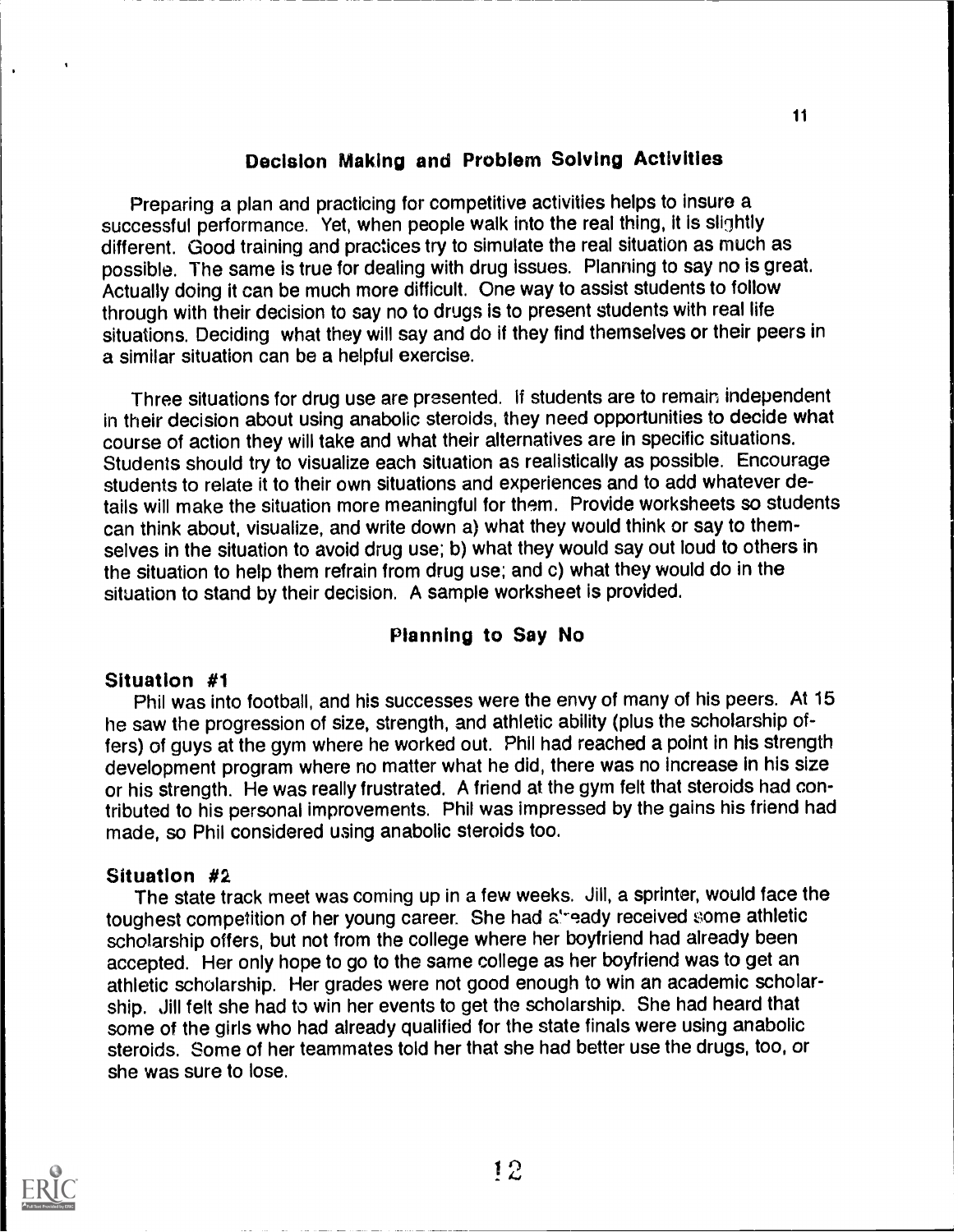## Decision Making and Problem Solving Activities

Preparing a plan and practicing for competitive activities helps to insure a successful performance. Yet, when people walk into the real thing, it is slightly different. Good training and practices try to simulate the real situation as much as possible. The same is true for dealing with drug issues. Planning to say no is great. Actually doing it can be much more difficult. One way to assist students to follow through with their decision to say no to drugs is to present students with real life situations. Deciding what they will say and do if they find themselves or their peers in a similar situation can be a helpful exercise.

Three situations for drug use are presented. If students are to remain independent in their decision about using anabolic steroids, they need opportunities to decide what course of action they will take and what their alternatives are in specific situations. Students should try to visualize each situation as realistically as possible. Encourage students to relate it to their own situations and experiences and to add whatever details will make the situation more meaningful for them. Provide worksheets so students can think about, visualize, and write down a) what they would think or say to themselves in the situation to avoid drug use; b) what they would say out loud to others in the situation to help them refrain from drug use; and c) what they would do in the situation to stand by their decision. A sample worksheet is provided.

### Planning to Say No

**Situation #1**

Phil was into football, and his successes were the envy of many of his peers. At 15 he saw the progression of size, strength, and athletic ability (plus the scholarship offers) of guys at the gym where he worked out. Phil had reached a point in his strength development program where no matter what he did, there was no increase in his size or his strength. He was really frustrated. A friend at the gym felt that steroids had contributed to his personal improvements. Phil was impressed by the gains his friend had made, so Phil considered using anabolic steroids too.

**Situation #2**

The state track meet was coming up in a few weeks. Jill, a sprinter, would face the toughest competition of her young career. She had already received some athletic scholarship offers, but not from the college where her boyfriend had already been accepted. Her only hope to go to the same college as her boyfriend was to get an athletic scholarship. Her grades were not good enough to win an academic scholarship. Jill felt she had to win her events to get the scholarship. She had heard that some of the girls who had already qualified for the state finals were using anabolic steroids. Some of her teammates told her that she had better use the drugs, too, or she was sure to lose.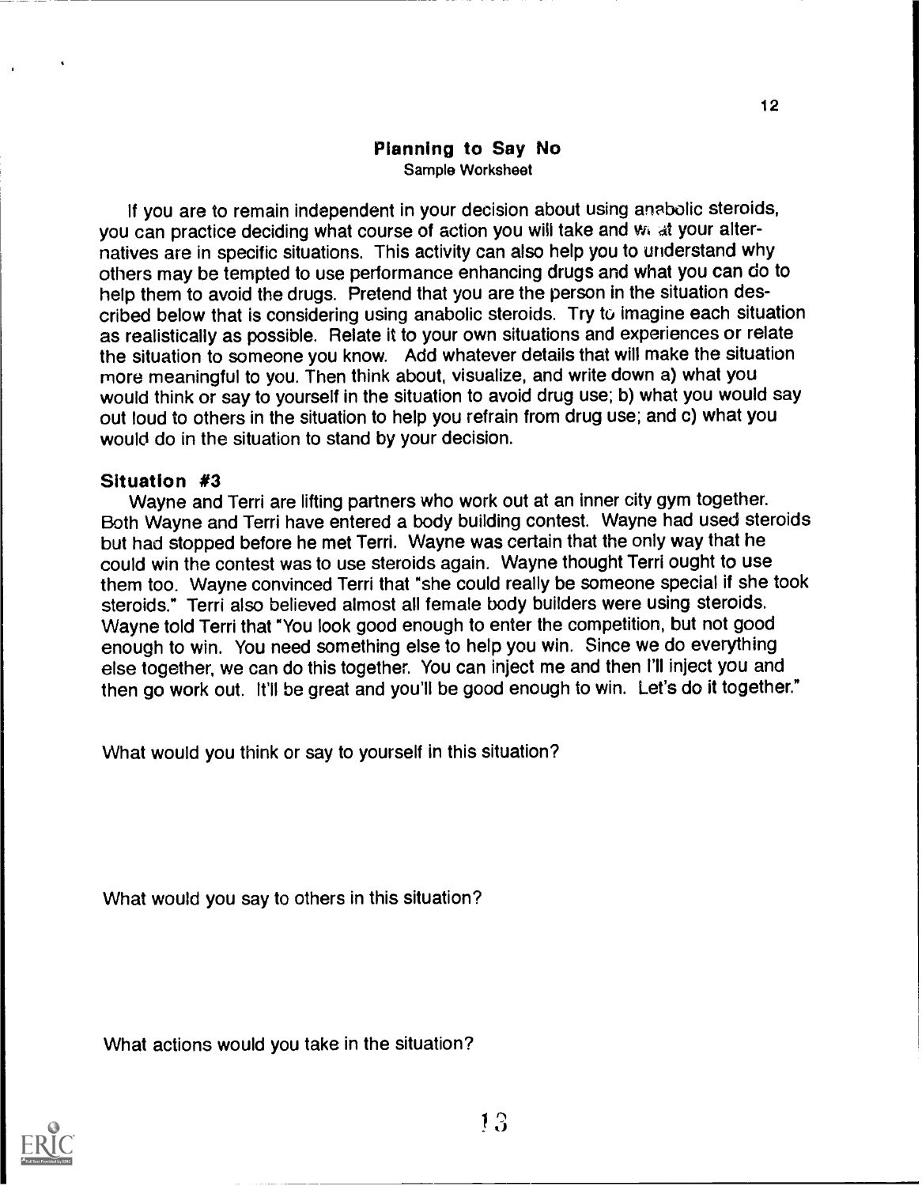## Planning to Say No

Sample Worksheet

If you are to remain independent in your decision about using anabolic steroids, you can practice deciding what course of action you will take and what your alternatives are in specific situations. This activity can also help you to understand why others may be tempted to use performance enhancing drugs and what you can do to help them to avoid the drugs. Pretend that you are the person in the situation described below that is considering using anabolic steroids. Try to imagine each situation as realistically as possible. Relate it to your own situations and experiences or relate the situation to someone you know. Add whatever details that will make the situation more meaningful to you. Then think about, visualize, and write down a) what you would think or say to yourself in the situation to avoid drug use; b) what you would say out loud to others in the situation to help you refrain from drug use; and c) what you would do in the situation to stand by your decision.

### Situation #3

Wayne and Terri are lifting partners who work out at an inner city gym together. Both Wayne and Terri have entered a body building contest. Wayne had used steroids but had stopped before he met Terri. Wayne was certain that the only way that he could win the contest was to use steroids again. Wayne thought Terri ought to use them too. Wayne convinced Terri that "she could really be someone special if she took steroids." Terri also believed almost all female body builders were using steroids. Wayne told Terri that "You look good enough to enter the competition, but not good enough to win. You need something else to help you win. Since we do everything else together, we can do this together. You can inject me and then I'll inject you and then go work out. It'll be great and you'll be good enough to win. Let's do it together."

What would you think or say to yourself in this situation?

What would you say to others in this situation?

What actions would you take in the situation?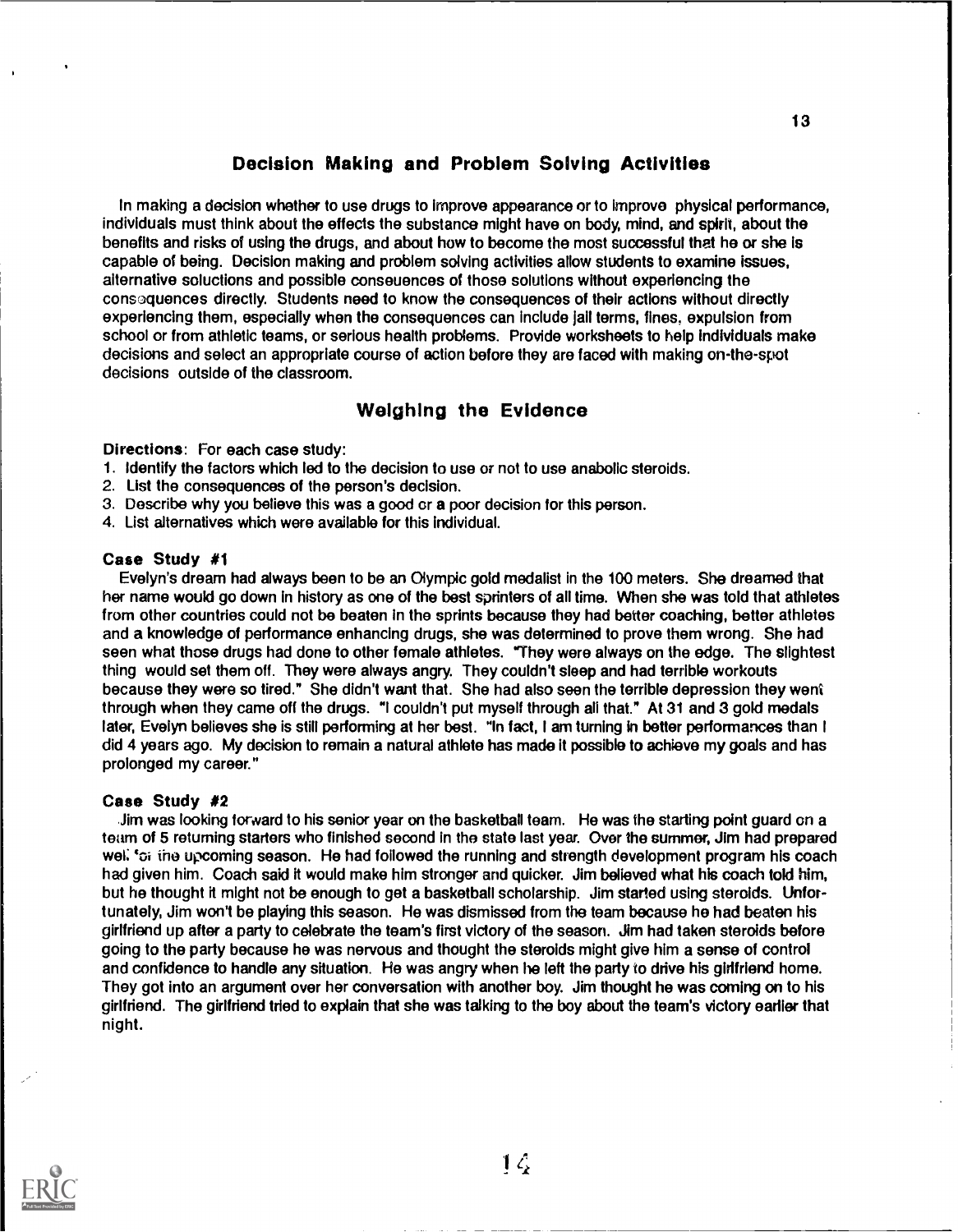## Decision Making and Problem Solving Activities

In making a decision whether to use drugs to improve appearance or to improve physical performance, individuals must think about the effects the substance might have on body, mind, and spirit, about the benefits and risks of using the drugs, and about how to become the most successful that he or she is capable of being. Decision making and problem solving activities allow students to examine issues, alternative soluctions and possible conseuences of those solutions without experiencing the consequences directly. Students need to know the consequences of their actions without directly experiencing them, especially when the consequences can include jail terms, fines, expulsion from school or from athletic teams, or serious health problems. Provide worksheets to help individuals make decisions and select an appropriate course of action before they are faced with making on-the-spot decisions outside of the classroom.

## Weighing the Evidence

**Directions**: For each case study:

1. Identify the factors which led to the decision to use or not to use anabolic steroids.
2. List the consequences of the person's decision.
3. Describe why you believe this was a good or a poor decision for this person.
4. List alternatives which were available for this individual.

### Case Study #1

Evelyn's dream had always been to be an Olympic gold medalist in the 100 meters. She dreamed that her name would go down in history as one of the best sprinters of all time. When she was told that athletes from other countries could not be beaten in the sprints because they had better coaching, better athletes and a knowledge of performance enhancing drugs, she was determined to prove them wrong. She had seen what those drugs had done to other female athletes. "They were always on the edge. The slightest thing would set them off. They were always angry. They couldn't sleep and had terrible workouts because they were so tired." She didn't want that. She had also seen the terrible depression they went through when they came off the drugs. "I couldn't put myself through all that." At 31 and 3 gold medals later, Evelyn believes she is still performing at her best. "In fact, I am turning in better performances than I did 4 years ago. My decision to remain a natural athlete has made it possible to achieve my goals and has prolonged my career."

### Case Study #2

Jim was looking forward to his senior year on the basketball team. He was the starting point guard on a team of 5 returning starters who finished second in the state last year. Over the summer, Jim had prepared well for the upcoming season. He had followed the running and strength development program his coach had given him. Coach said it would make him stronger and quicker. Jim believed what his coach told him, but he thought it might not be enough to get a basketball scholarship. Jim started using steroids. Unfortunately, Jim won't be playing this season. He was dismissed from the team because he had beaten his girlfriend up after a party to celebrate the team's first victory of the season. Jim had taken steroids before going to the party because he was nervous and thought the steroids might give him a sense of control and confidence to handle any situation. He was angry when he left the party to drive his girlfriend home. They got into an argument over her conversation with another boy. Jim thought he was coming on to his girlfriend. The girlfriend tried to explain that she was talking to the boy about the team's victory earlier that night.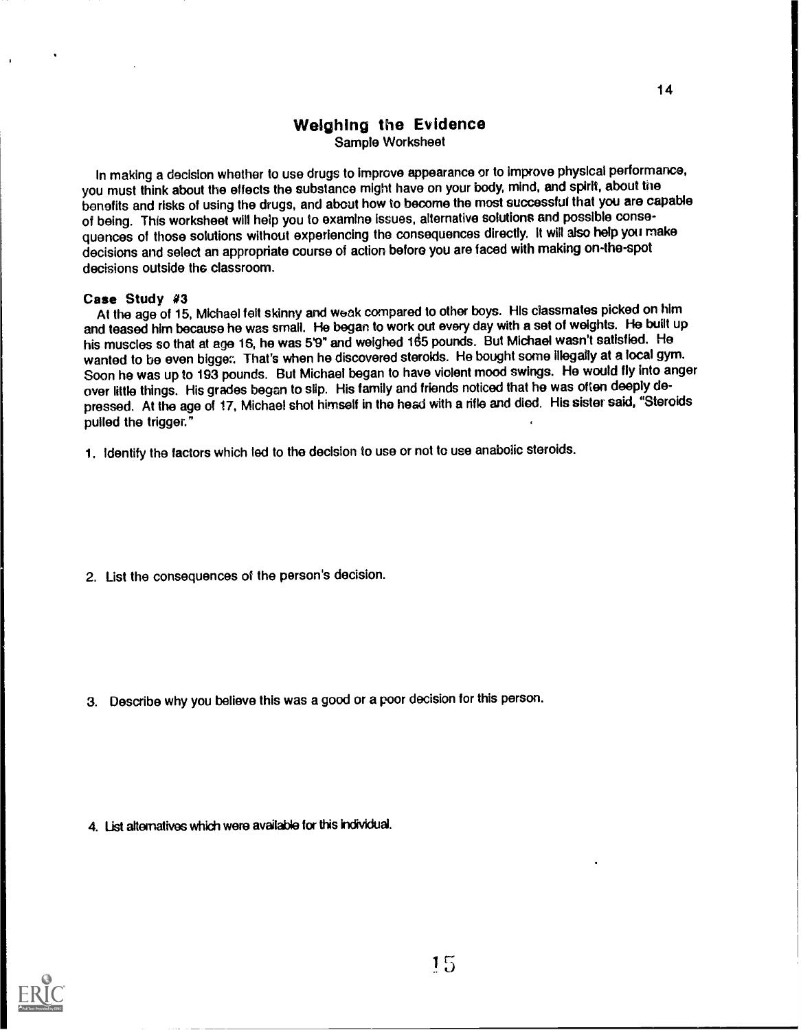## Weighing the Evidence

Sample Worksheet

In making a decision whether to use drugs to improve appearance or to improve physical performance, you must think about the effects the substance might have on your body, mind, and spirit, about the benefits and risks of using the drugs, and about how to become the most successful that you are capable of being. This worksheet will help you to examine issues, alternative solutions and possible consequences of those solutions without experiencing the consequences directly. It will also help you make decisions and select an appropriate course of action before you are faced with making on-the-spot decisions outside the classroom.

**Case Study #3**

At the age of 15, Michael felt skinny and weak compared to other boys. His classmates picked on him and teased him because he was small. He began to work out every day with a set of weights. He built up his muscles so that at age 16, he was 5'9" and weighed 165 pounds. But Michael wasn't satisfied. He wanted to be even bigger. That's when he discovered steroids. He bought some illegally at a local gym. Soon he was up to 193 pounds. But Michael began to have violent mood swings. He would fly into anger over little things. His grades began to slip. His family and friends noticed that he was often deeply depressed. At the age of 17, Michael shot himself in the head with a rifle and died. His sister said, "Steroids pulled the trigger."

1. Identify the factors which led to the decision to use or not to use anabolic steroids.

2. List the consequences of the person's decision.

3. Describe why you believe this was a good or a poor decision for this person.

4. List alternatives which were available for this individual.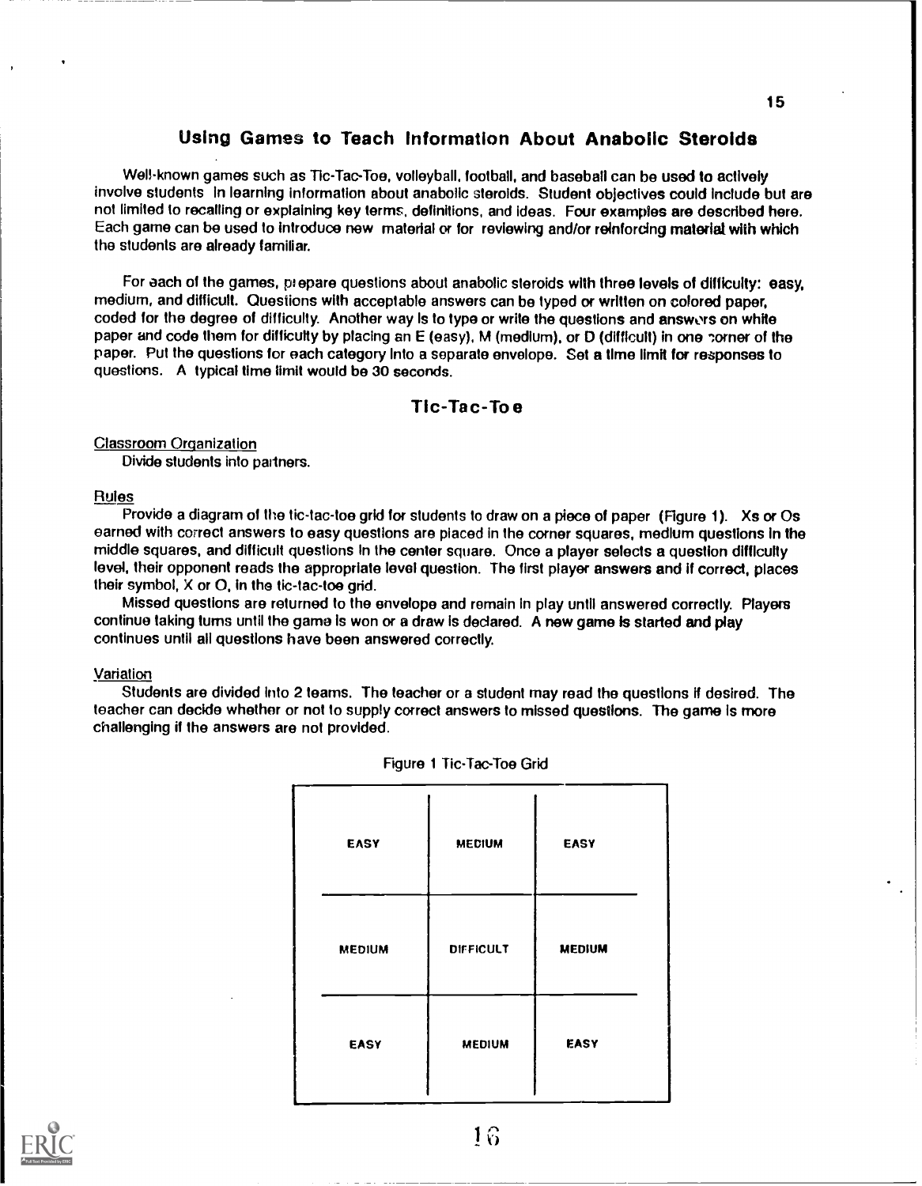## Using Games to Teach Information About Anabolic Steroids

Well-known games such as Tic-Tac-Toe, volleyball, football, and baseball can be used to actively involve students in learning information about anabolic steroids. Student objectives could include but are not limited to recalling or explaining key terms, definitions, and ideas. Four examples are described here. Each game can be used to introduce new material or for reviewing and/or reinforcing material with which the students are already familiar.

For each of the games, prepare questions about anabolic steroids with three levels of difficulty: easy, medium, and difficult. Questions with acceptable answers can be typed or written on colored paper, coded for the degree of difficulty. Another way is to type or write the questions and answers on white paper and code them for difficulty by placing an E (easy), M (medium), or D (difficult) in one corner of the paper. Put the questions for each category into a separate envelope. Set a time limit for responses to questions. A typical time limit would be 30 seconds.

### Tic-Tac-Toe

Classroom Organization

Divide students into partners.

Rules

Provide a diagram of the tic-tac-toe grid for students to draw on a piece of paper (Figure 1). Xs or Os earned with correct answers to easy questions are placed in the corner squares, medium questions in the middle squares, and difficult questions in the center square. Once a player selects a question difficulty level, their opponent reads the appropriate level question. The first player answers and if correct, places their symbol, X or O, in the tic-tac-toe grid.

Missed questions are returned to the envelope and remain in play until answered correctly. Players continue taking turns until the game is won or a draw is declared. A new game is started and play continues until all questions have been answered correctly.

Variation

Students are divided into 2 teams. The teacher or a student may read the questions if desired. The teacher can decide whether or not to supply correct answers to missed questions. The game is more challenging if the answers are not provided.

Figure 1 Tic-Tac-Toe Grid

| | | |
|---|---|---|
| EASY | MEDIUM | EASY |
| MEDIUM | DIFFICULT | MEDIUM |
| EASY | MEDIUM | EASY |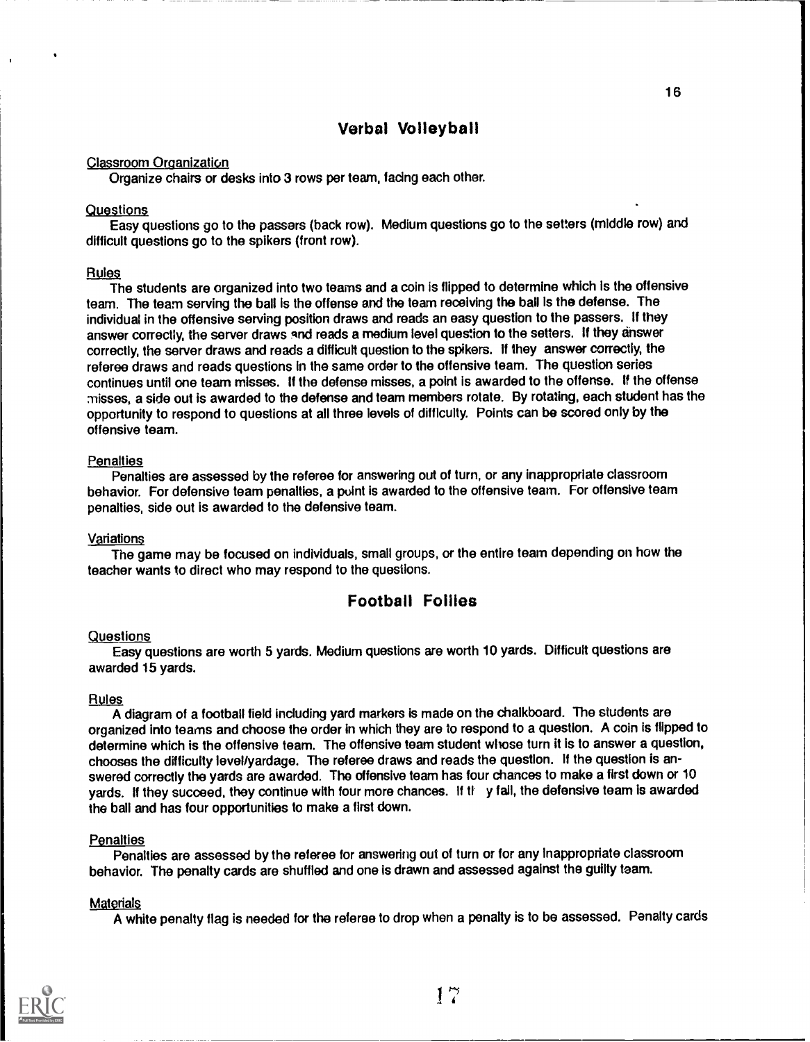## Verbal Volleyball

Classroom Organization

Organize chairs or desks into 3 rows per team, facing each other.

Questions

Easy questions go to the passers (back row). Medium questions go to the setters (middle row) and difficult questions go to the spikers (front row).

Rules

The students are organized into two teams and a coin is flipped to determine which is the offensive team. The team serving the ball is the offense and the team receiving the ball is the defense. The individual in the offensive serving position draws and reads an easy question to the passers. If they answer correctly, the server draws and reads a medium level question to the setters. If they answer correctly, the server draws and reads a difficult question to the spikers. If they answer correctly, the referee draws and reads questions in the same order to the offensive team. The question series continues until one team misses. If the defense misses, a point is awarded to the offense. If the offense misses, a side out is awarded to the defense and team members rotate. By rotating, each student has the opportunity to respond to questions at all three levels of difficulty. Points can be scored only by the offensive team.

Penalties

Penalties are assessed by the referee for answering out of turn, or any inappropriate classroom behavior. For defensive team penalties, a point is awarded to the offensive team. For offensive team penalties, side out is awarded to the defensive team.

Variations

The game may be focused on individuals, small groups, or the entire team depending on how the teacher wants to direct who may respond to the questions.

## Football Follies

Questions

Easy questions are worth 5 yards. Medium questions are worth 10 yards. Difficult questions are awarded 15 yards.

Rules

A diagram of a football field including yard markers is made on the chalkboard. The students are organized into teams and choose the order in which they are to respond to a question. A coin is flipped to determine which is the offensive team. The offensive team student whose turn it is to answer a question, chooses the difficulty level/yardage. The referee draws and reads the question. If the question is answered correctly the yards are awarded. The offensive team has four chances to make a first down or 10 yards. If they succeed, they continue with four more chances. If they fail, the defensive team is awarded the ball and has four opportunities to make a first down.

Penalties

Penalties are assessed by the referee for answering out of turn or for any inappropriate classroom behavior. The penalty cards are shuffled and one is drawn and assessed against the guilty team.

Materials

A white penalty flag is needed for the referee to drop when a penalty is to be assessed. Penalty cards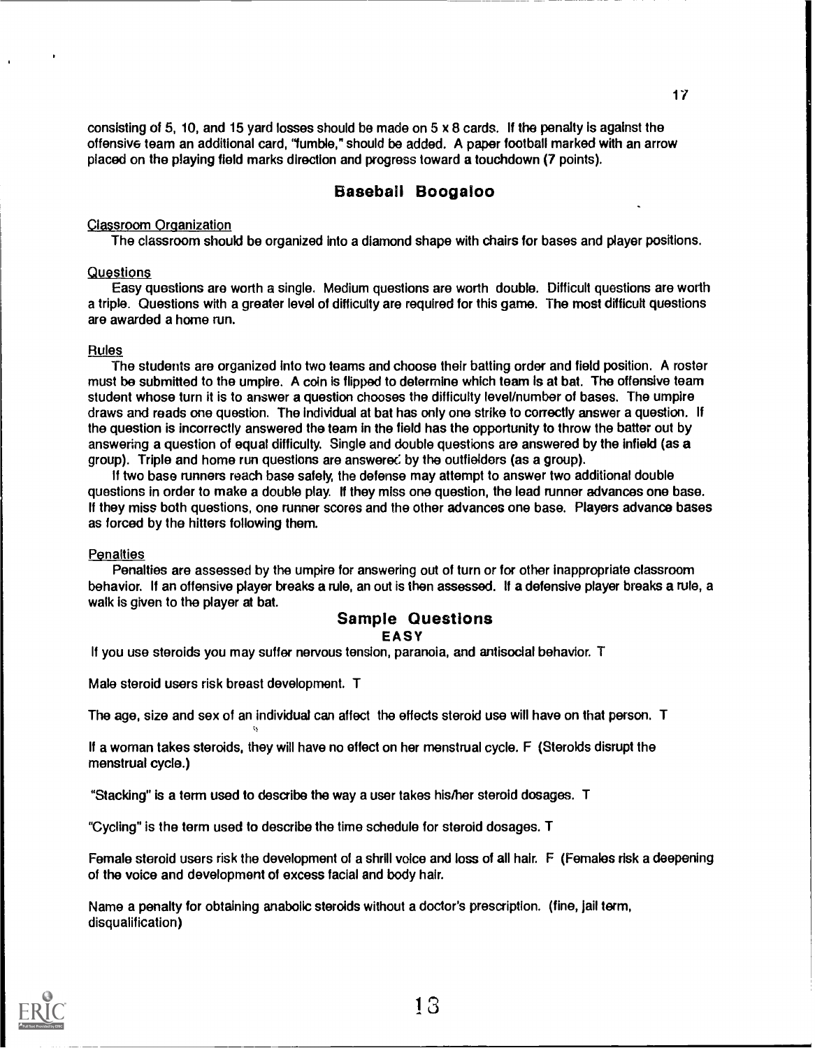consisting of 5, 10, and 15 yard losses should be made on 5 x 8 cards. If the penalty is against the offensive team an additional card, "fumble," should be added. A paper football marked with an arrow placed on the playing field marks direction and progress toward a touchdown (7 points).

## Baseball Boogaloo

Classroom Organization

The classroom should be organized into a diamond shape with chairs for bases and player positions.

Questions

Easy questions are worth a single. Medium questions are worth double. Difficult questions are worth a triple. Questions with a greater level of difficulty are required for this game. The most difficult questions are awarded a home run.

Rules

The students are organized into two teams and choose their batting order and field position. A roster must be submitted to the umpire. A coin is flipped to determine which team is at bat. The offensive team student whose turn it is to answer a question chooses the difficulty level/number of bases. The umpire draws and reads one question. The individual at bat has only one strike to correctly answer a question. If the question is incorrectly answered the team in the field has the opportunity to throw the batter out by answering a question of equal difficulty. Single and double questions are answered by the infield (as a group). Triple and home run questions are answered by the outfielders (as a group).

If two base runners reach base safely, the defense may attempt to answer two additional double questions in order to make a double play. If they miss one question, the lead runner advances one base. If they miss both questions, one runner scores and the other advances one base. Players advance bases as forced by the hitters following them.

Penalties

Penalties are assessed by the umpire for answering out of turn or for other inappropriate classroom behavior. If an offensive player breaks a rule, an out is then assessed. If a defensive player breaks a rule, a walk is given to the player at bat.

### Sample Questions

**EASY**

If you use steroids you may suffer nervous tension, paranoia, and antisocial behavior. T

Male steroid users risk breast development. T

The age, size and sex of an individual can affect the effects steroid use will have on that person. T

If a woman takes steroids, they will have no effect on her menstrual cycle. F (Steroids disrupt the menstrual cycle.)

"Stacking" is a term used to describe the way a user takes his/her steroid dosages. T

"Cycling" is the term used to describe the time schedule for steroid dosages. T

Female steroid users risk the development of a shrill voice and loss of all hair. F (Females risk a deepening of the voice and development of excess facial and body hair.

Name a penalty for obtaining anabolic steroids without a doctor's prescription. (fine, jail term, disqualification)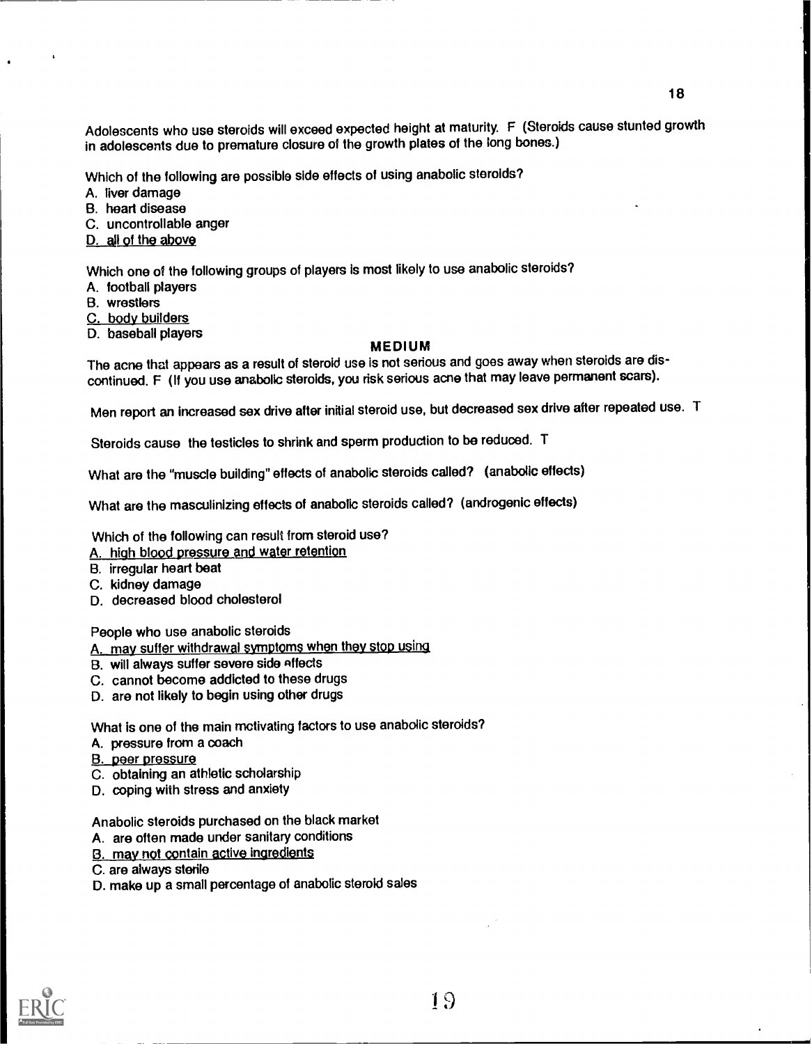Adolescents who use steroids will exceed expected height at maturity. F (Steroids cause stunted growth in adolescents due to premature closure of the growth plates of the long bones.)

Which of the following are possible side effects of using anabolic steroids?
A. liver damage
B. heart disease
C. uncontrollable anger
<u>D. all of the above</u>

Which one of the following groups of players is most likely to use anabolic steroids?
A. football players
B. wrestlers
<u>C. body builders</u>
D. baseball players

### MEDIUM

The acne that appears as a result of steroid use is not serious and goes away when steroids are discontinued. F (If you use anabolic steroids, you risk serious acne that may leave permanent scars).

Men report an increased sex drive after initial steroid use, but decreased sex drive after repeated use. T

Steroids cause the testicles to shrink and sperm production to be reduced. T

What are the "muscle building" effects of anabolic steroids called? (anabolic effects)

What are the masculinizing effects of anabolic steroids called? (androgenic effects)

Which of the following can result from steroid use?
<u>A. high blood pressure and water retention</u>
B. irregular heart beat
C. kidney damage
D. decreased blood cholesterol

People who use anabolic steroids
<u>A. may suffer withdrawal symptoms when they stop using</u>
B. will always suffer severe side effects
C. cannot become addicted to these drugs
D. are not likely to begin using other drugs

What is one of the main motivating factors to use anabolic steroids?
A. pressure from a coach
<u>B. peer pressure</u>
C. obtaining an athletic scholarship
D. coping with stress and anxiety

Anabolic steroids purchased on the black market
A. are often made under sanitary conditions
<u>B. may not contain active ingredients</u>
C. are always sterile
D. make up a small percentage of anabolic steroid sales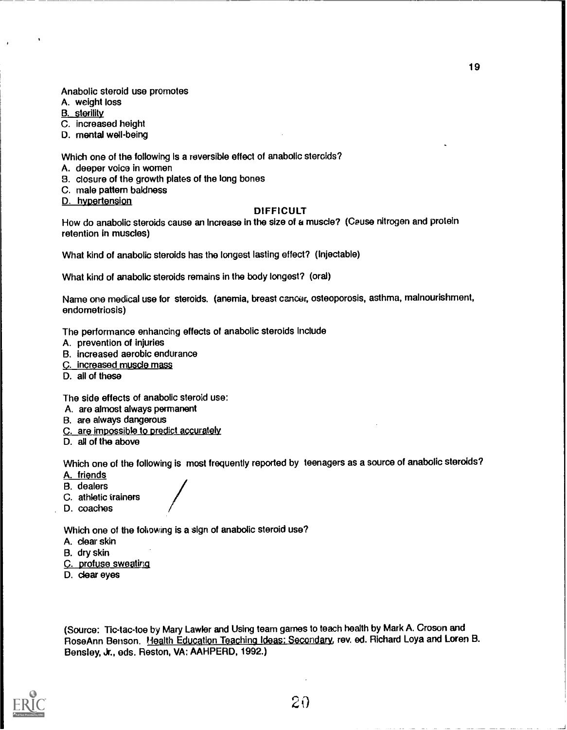Anabolic steroid use promotes

A. weight loss
B. sterility
C. increased height
D. mental well-being

Which one of the following is a reversible effect of anabolic steroids?

A. deeper voice in women
B. closure of the growth plates of the long bones
C. male pattern baldness
D. hypertension

### DIFFICULT

How do anabolic steroids cause an increase in the size of a muscle? (Cause nitrogen and protein retention in muscles)

What kind of anabolic steroids has the longest lasting effect? (Injectable)

What kind of anabolic steroids remains in the body longest? (oral)

Name one medical use for steroids. (anemia, breast cancer, osteoporosis, asthma, malnourishment, endometriosis)

The performance enhancing effects of anabolic steroids include

A. prevention of injuries
B. increased aerobic endurance
C. increased muscle mass
D. all of these

The side effects of anabolic steroid use:

A. are almost always permanent
B. are always dangerous
C. are impossible to predict accurately
D. all of the above

Which one of the following is most frequently reported by teenagers as a source of anabolic steroids?

A. friends
B. dealers
C. athletic trainers
D. coaches

Which one of the following is a sign of anabolic steroid use?

A. clear skin
B. dry skin
C. profuse sweating
D. clear eyes

(Source: Tic-tac-toe by Mary Lawler and Using team games to teach health by Mark A. Croson and RoseAnn Benson. Health Education Teaching Ideas: Secondary, rev. ed. Richard Loya and Loren B. Bensley, Jr., eds. Reston, VA: AAHPERD, 1992.)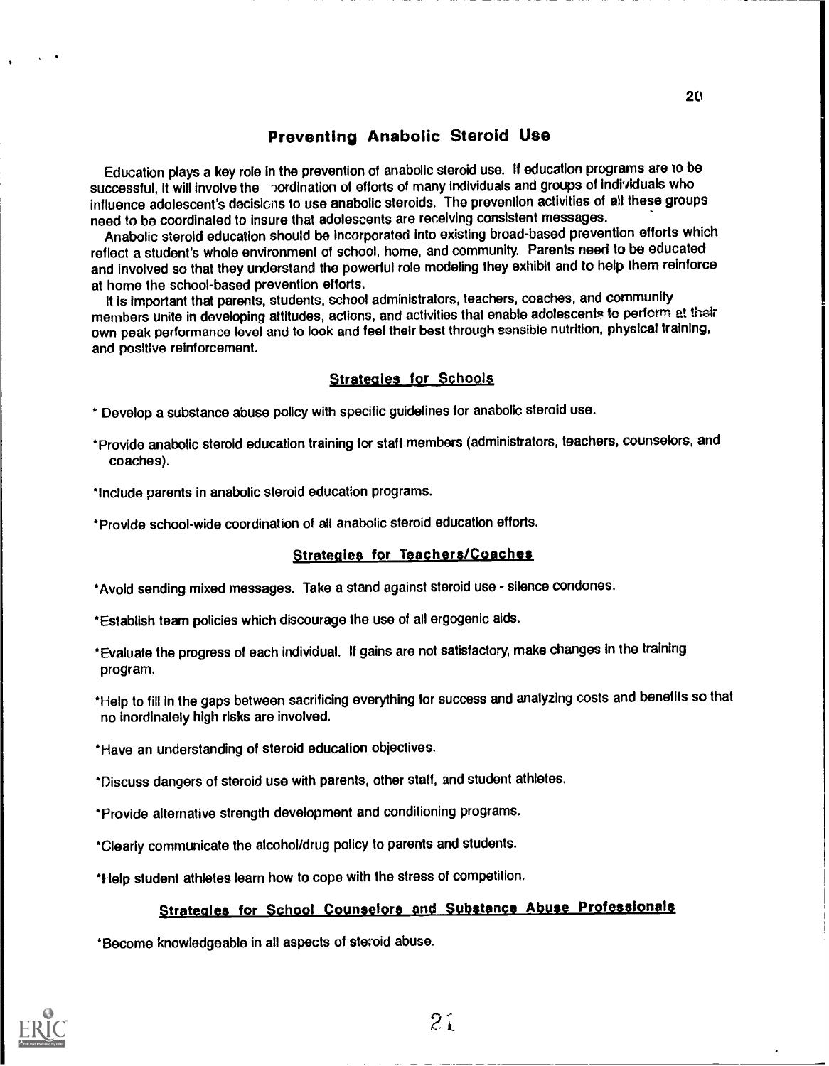## Preventing Anabolic Steroid Use

Education plays a key role in the prevention of anabolic steroid use. If education programs are to be successful, it will involve the coordination of efforts of many individuals and groups of individuals who influence adolescent's decisions to use anabolic steroids. The prevention activities of all these groups need to be coordinated to insure that adolescents are receiving consistent messages.

Anabolic steroid education should be incorporated into existing broad-based prevention efforts which reflect a student's whole environment of school, home, and community. Parents need to be educated and involved so that they understand the powerful role modeling they exhibit and to help them reinforce at home the school-based prevention efforts.

It is important that parents, students, school administrators, teachers, coaches, and community members unite in developing attitudes, actions, and activities that enable adolescents to perform at their own peak performance level and to look and feel their best through sensible nutrition, physical training, and positive reinforcement.

### Strategies for Schools

* Develop a substance abuse policy with specific guidelines for anabolic steroid use.
* Provide anabolic steroid education training for staff members (administrators, teachers, counselors, and coaches).
* Include parents in anabolic steroid education programs.
* Provide school-wide coordination of all anabolic steroid education efforts.

### Strategies for Teachers/Coaches

* Avoid sending mixed messages. Take a stand against steroid use - silence condones.
* Establish team policies which discourage the use of all ergogenic aids.
* Evaluate the progress of each individual. If gains are not satisfactory, make changes in the training program.
* Help to fill in the gaps between sacrificing everything for success and analyzing costs and benefits so that no inordinately high risks are involved.
* Have an understanding of steroid education objectives.
* Discuss dangers of steroid use with parents, other staff, and student athletes.
* Provide alternative strength development and conditioning programs.
* Clearly communicate the alcohol/drug policy to parents and students.
* Help student athletes learn how to cope with the stress of competition.

### Strategies for School Counselors and Substance Abuse Professionals

* Become knowledgeable in all aspects of steroid abuse.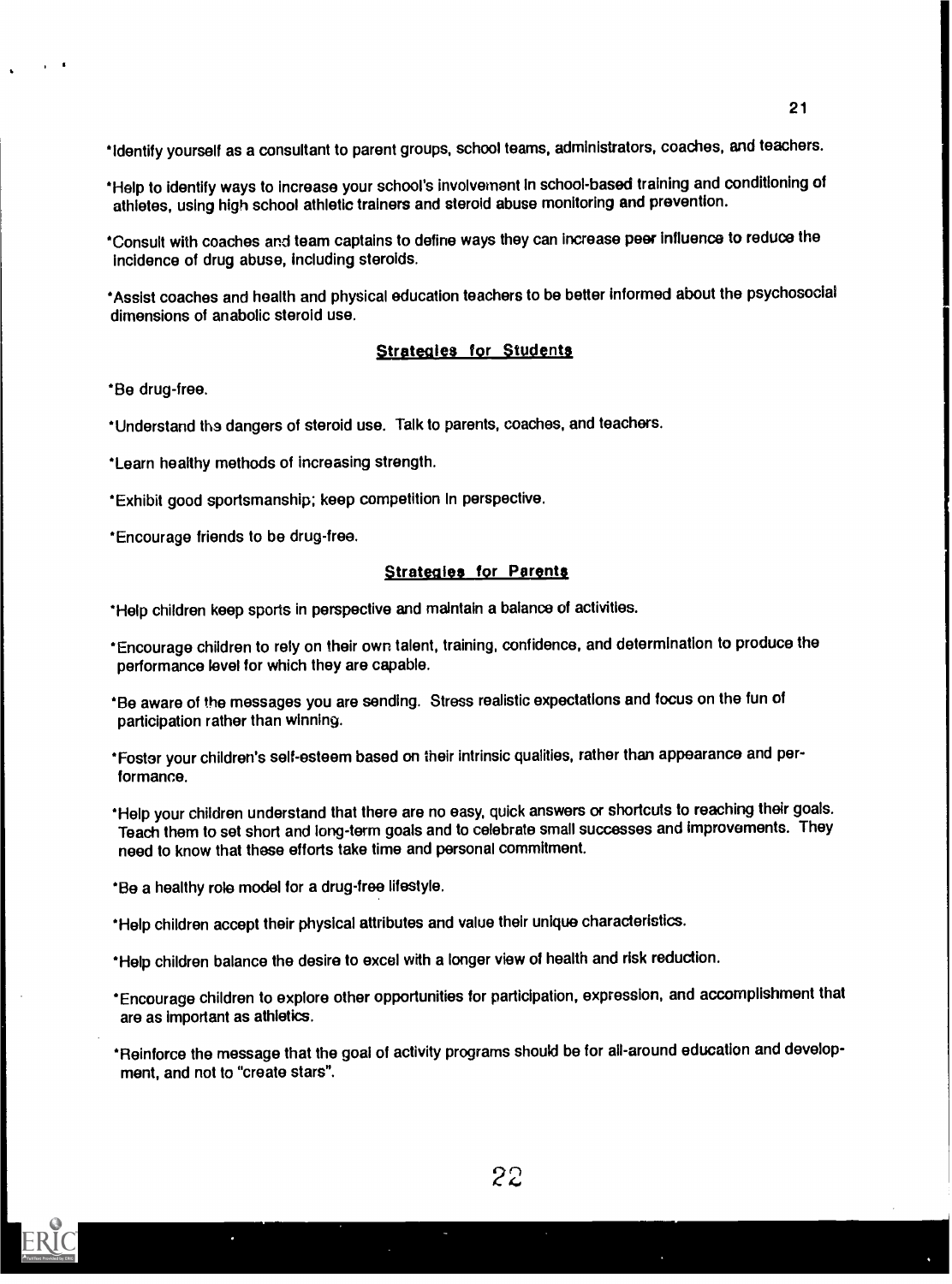*Identify yourself as a consultant to parent groups, school teams, administrators, coaches, and teachers.

*Help to identify ways to increase your school's involvement in school-based training and conditioning of athletes, using high school athletic trainers and steroid abuse monitoring and prevention.

*Consult with coaches and team captains to define ways they can increase peer influence to reduce the incidence of drug abuse, including steroids.

*Assist coaches and health and physical education teachers to be better informed about the psychosocial dimensions of anabolic steroid use.

## Strategies for Students

*Be drug-free.

*Understand the dangers of steroid use. Talk to parents, coaches, and teachers.

*Learn healthy methods of increasing strength.

*Exhibit good sportsmanship; keep competition in perspective.

*Encourage friends to be drug-free.

## Strategies for Parents

*Help children keep sports in perspective and maintain a balance of activities.

*Encourage children to rely on their own talent, training, confidence, and determination to produce the performance level for which they are capable.

*Be aware of the messages you are sending. Stress realistic expectations and focus on the fun of participation rather than winning.

*Foster your children's self-esteem based on their intrinsic qualities, rather than appearance and performance.

*Help your children understand that there are no easy, quick answers or shortcuts to reaching their goals. Teach them to set short and long-term goals and to celebrate small successes and improvements. They need to know that these efforts take time and personal commitment.

*Be a healthy role model for a drug-free lifestyle.

*Help children accept their physical attributes and value their unique characteristics.

*Help children balance the desire to excel with a longer view of health and risk reduction.

*Encourage children to explore other opportunities for participation, expression, and accomplishment that are as important as athletics.

*Reinforce the message that the goal of activity programs should be for all-around education and development, and not to "create stars".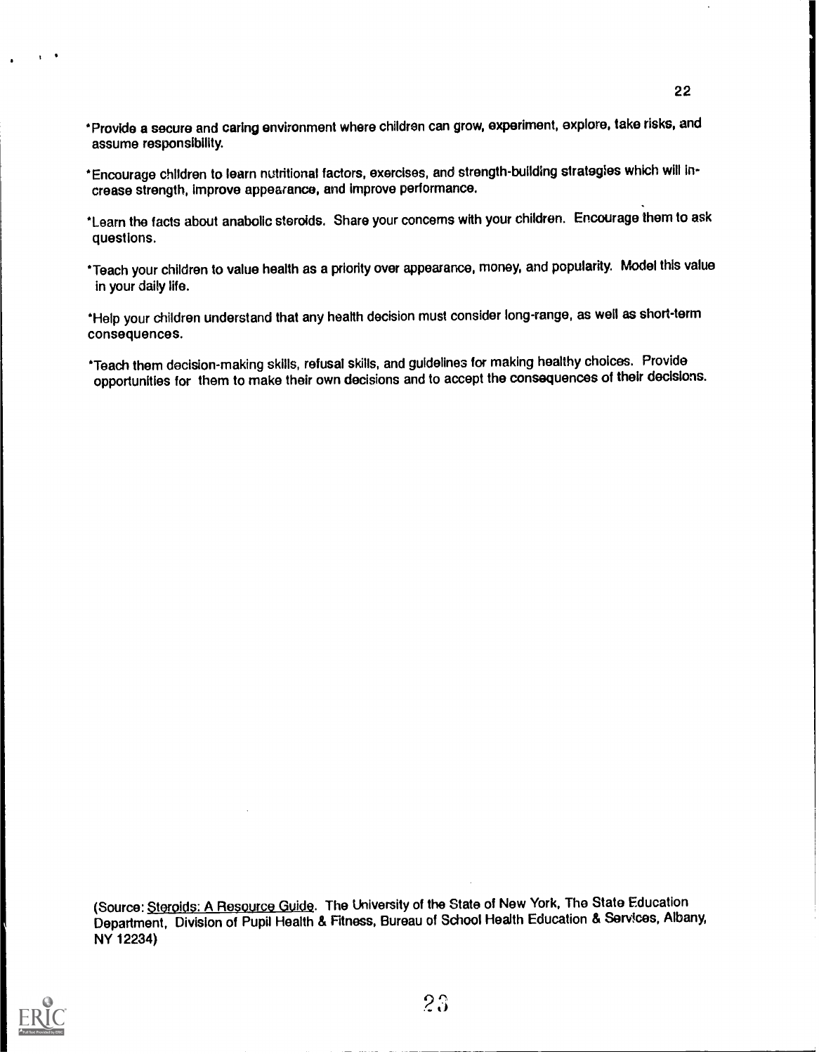* Provide a secure and caring environment where children can grow, experiment, explore, take risks, and assume responsibility.

* Encourage children to learn nutritional factors, exercises, and strength-building strategies which will increase strength, improve appearance, and improve performance.

* Learn the facts about anabolic steroids. Share your concerns with your children. Encourage them to ask questions.

* Teach your children to value health as a priority over appearance, money, and popularity. Model this value in your daily life.

* Help your children understand that any health decision must consider long-range, as well as short-term consequences.

* Teach them decision-making skills, refusal skills, and guidelines for making healthy choices. Provide opportunities for them to make their own decisions and to accept the consequences of their decisions.

(Source: Steroids: A Resource Guide. The University of the State of New York, The State Education Department, Division of Pupil Health & Fitness, Bureau of School Health Education & Services, Albany, NY 12234)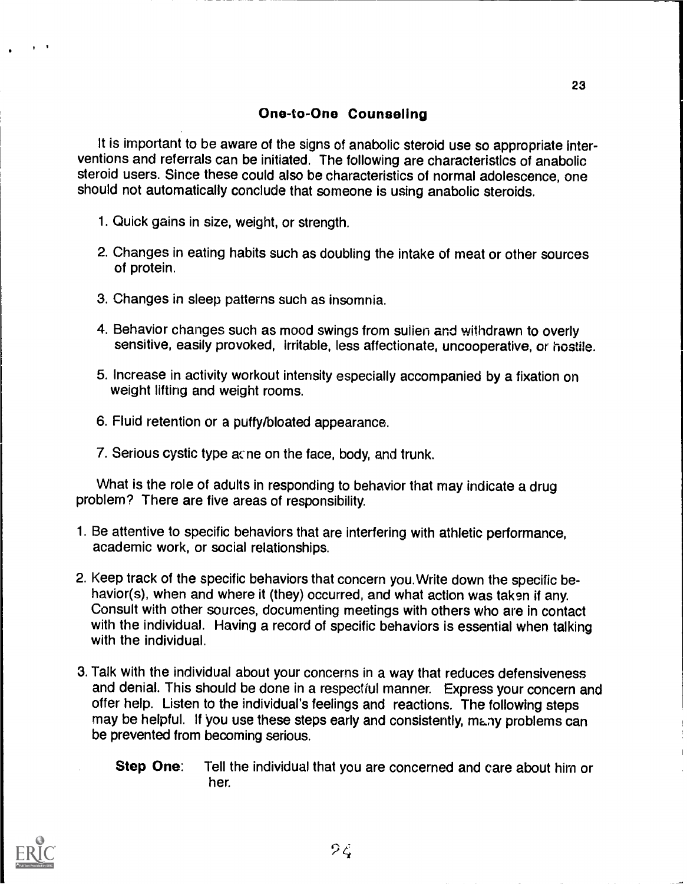## One-to-One Counselling

It is important to be aware of the signs of anabolic steroid use so appropriate interventions and referrals can be initiated. The following are characteristics of anabolic steroid users. Since these could also be characteristics of normal adolescence, one should not automatically conclude that someone is using anabolic steroids.

1. Quick gains in size, weight, or strength.

2. Changes in eating habits such as doubling the intake of meat or other sources of protein.

3. Changes in sleep patterns such as insomnia.

4. Behavior changes such as mood swings from sullen and withdrawn to overly sensitive, easily provoked, irritable, less affectionate, uncooperative, or hostile.

5. Increase in activity workout intensity especially accompanied by a fixation on weight lifting and weight rooms.

6. Fluid retention or a puffy/bloated appearance.

7. Serious cystic type acne on the face, body, and trunk.

What is the role of adults in responding to behavior that may indicate a drug problem? There are five areas of responsibility.

1. Be attentive to specific behaviors that are interfering with athletic performance, academic work, or social relationships.

2. Keep track of the specific behaviors that concern you. Write down the specific behavior(s), when and where it (they) occurred, and what action was taken if any. Consult with other sources, documenting meetings with others who are in contact with the individual. Having a record of specific behaviors is essential when talking with the individual.

3. Talk with the individual about your concerns in a way that reduces defensiveness and denial. This should be done in a respectful manner. Express your concern and offer help. Listen to the individual's feelings and reactions. The following steps may be helpful. If you use these steps early and consistently, many problems can be prevented from becoming serious.

   **Step One**: Tell the individual that you are concerned and care about him or her.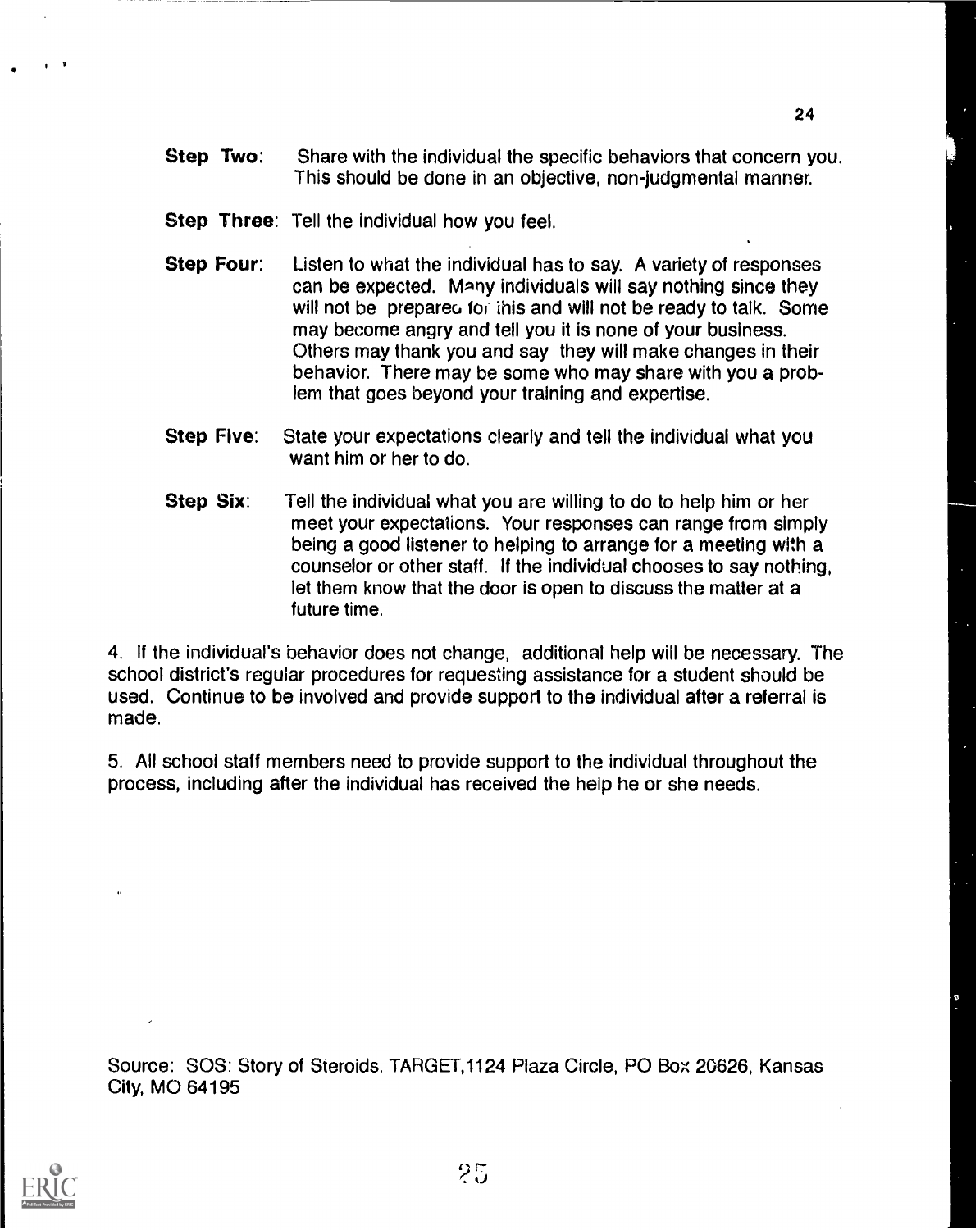**Step Two**: Share with the individual the specific behaviors that concern you. This should be done in an objective, non-judgmental manner.

**Step Three**: Tell the individual how you feel.

**Step Four**: Listen to what the individual has to say. A variety of responses can be expected. Many individuals will say nothing since they will not be prepared for this and will not be ready to talk. Some may become angry and tell you it is none of your business. Others may thank you and say they will make changes in their behavior. There may be some who may share with you a problem that goes beyond your training and expertise.

**Step Five**: State your expectations clearly and tell the individual what you want him or her to do.

**Step Six**: Tell the individual what you are willing to do to help him or her meet your expectations. Your responses can range from simply being a good listener to helping to arrange for a meeting with a counselor or other staff. If the individual chooses to say nothing, let them know that the door is open to discuss the matter at a future time.

4. If the individual's behavior does not change, additional help will be necessary. The school district's regular procedures for requesting assistance for a student should be used. Continue to be involved and provide support to the individual after a referral is made.

5. All school staff members need to provide support to the individual throughout the process, including after the individual has received the help he or she needs.

Source: SOS: Story of Steroids. TARGET, 1124 Plaza Circle, PO Box 20626, Kansas City, MO 64195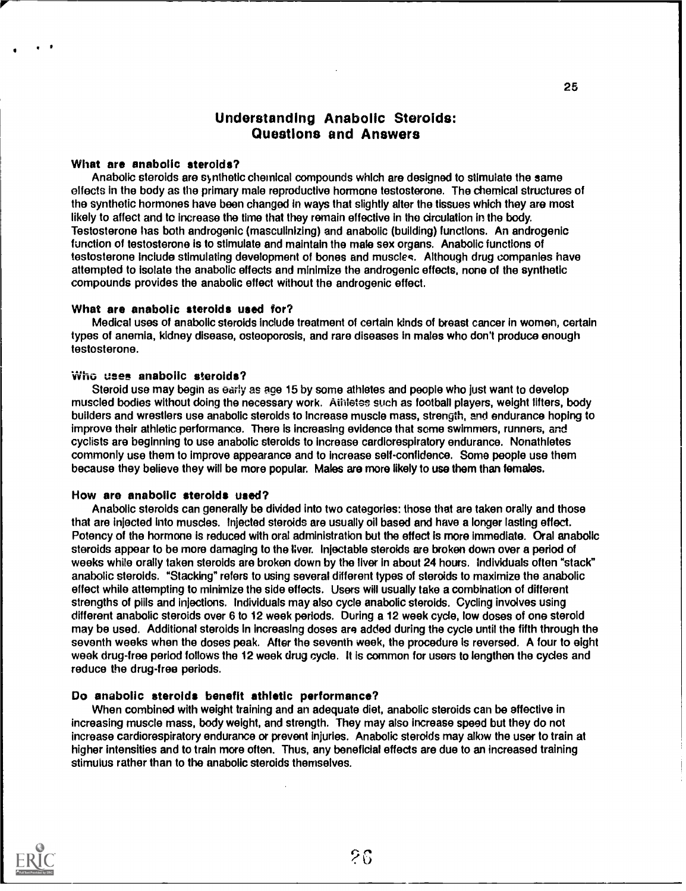## Understanding Anabolic Steroids: Questions and Answers

### What are anabolic steroids?

Anabolic steroids are synthetic chemical compounds which are designed to stimulate the same effects in the body as the primary male reproductive hormone testosterone. The chemical structures of the synthetic hormones have been changed in ways that slightly alter the tissues which they are most likely to affect and to increase the time that they remain effective in the circulation in the body. Testosterone has both androgenic (masculinizing) and anabolic (building) functions. An androgenic function of testosterone is to stimulate and maintain the male sex organs. Anabolic functions of testosterone include stimulating development of bones and muscles. Although drug companies have attempted to isolate the anabolic effects and minimize the androgenic effects, none of the synthetic compounds provides the anabolic effect without the androgenic effect.

### What are anabolic steroids used for?

Medical uses of anabolic steroids include treatment of certain kinds of breast cancer in women, certain types of anemia, kidney disease, osteoporosis, and rare diseases in males who don't produce enough testosterone.

### Who uses anabolic steroids?

Steroid use may begin as early as age 15 by some athletes and people who just want to develop muscled bodies without doing the necessary work. Athletes such as football players, weight lifters, body builders and wrestlers use anabolic steroids to increase muscle mass, strength, and endurance hoping to improve their athletic performance. There is increasing evidence that some swimmers, runners, and cyclists are beginning to use anabolic steroids to increase cardiorespiratory endurance. Nonathletes commonly use them to improve appearance and to increase self-confidence. Some people use them because they believe they will be more popular. Males are more likely to use them than females.

### How are anabolic steroids used?

Anabolic steroids can generally be divided into two categories: those that are taken orally and those that are injected into muscles. Injected steroids are usually oil based and have a longer lasting effect. Potency of the hormone is reduced with oral administration but the effect is more immediate. Oral anabolic steroids appear to be more damaging to the liver. Injectable steroids are broken down over a period of weeks while orally taken steroids are broken down by the liver in about 24 hours. Individuals often "stack" anabolic steroids. "Stacking" refers to using several different types of steroids to maximize the anabolic effect while attempting to minimize the side effects. Users will usually take a combination of different strengths of pills and injections. Individuals may also cycle anabolic steroids. Cycling involves using different anabolic steroids over 6 to 12 week periods. During a 12 week cycle, low doses of one steroid may be used. Additional steroids in increasing doses are added during the cycle until the fifth through the seventh weeks when the doses peak. After the seventh week, the procedure is reversed. A four to eight week drug-free period follows the 12 week drug cycle. It is common for users to lengthen the cycles and reduce the drug-free periods.

### Do anabolic steroids benefit athletic performance?

When combined with weight training and an adequate diet, anabolic steroids can be effective in increasing muscle mass, body weight, and strength. They may also increase speed but they do not increase cardiorespiratory endurance or prevent injuries. Anabolic steroids may allow the user to train at higher intensities and to train more often. Thus, any beneficial effects are due to an increased training stimulus rather than to the anabolic steroids themselves.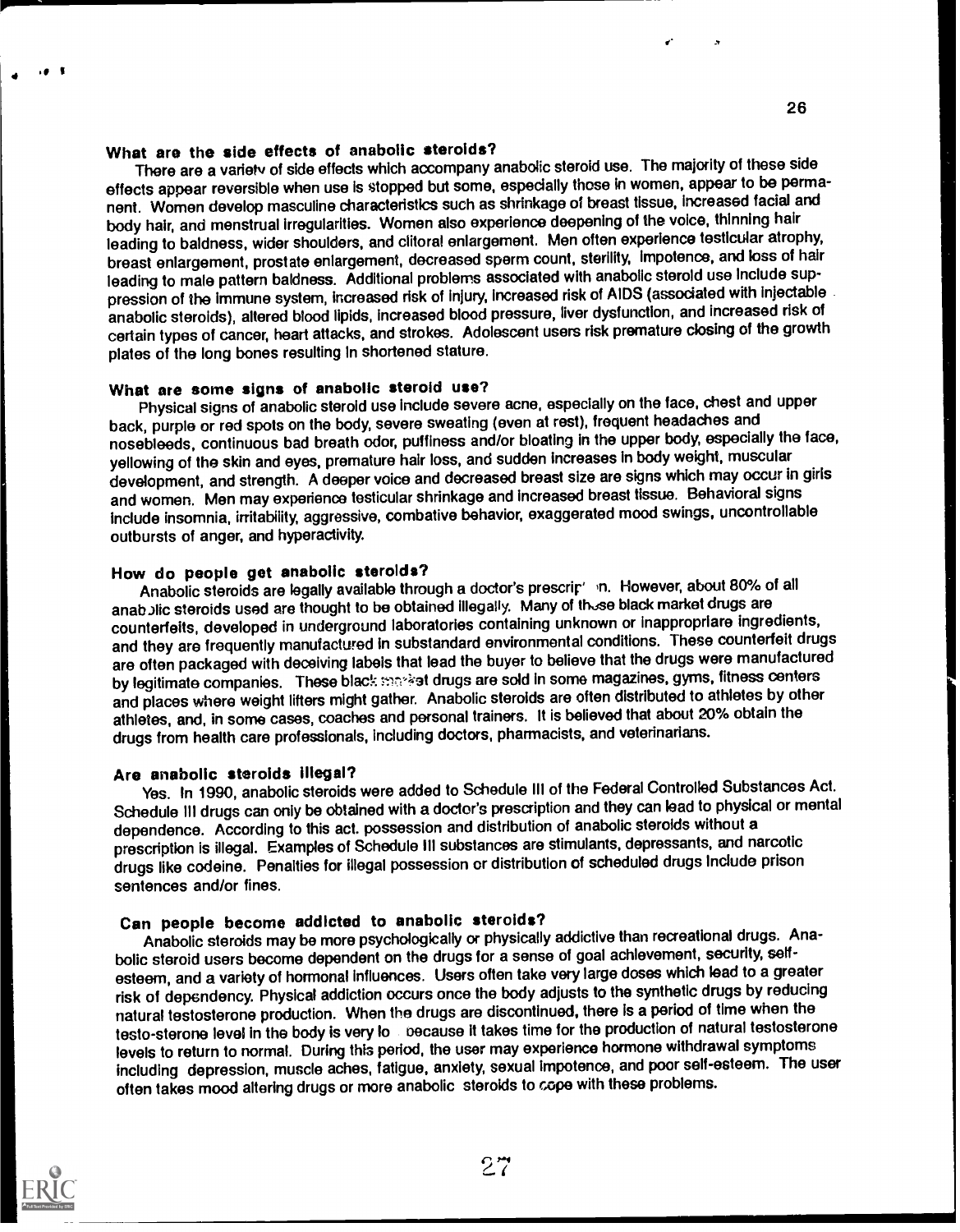### What are the side effects of anabolic steroids?

There are a variety of side effects which accompany anabolic steroid use. The majority of these side effects appear reversible when use is stopped but some, especially those in women, appear to be permanent. Women develop masculine characteristics such as shrinkage of breast tissue, increased facial and body hair, and menstrual irregularities. Women also experience deepening of the voice, thinning hair leading to baldness, wider shoulders, and clitoral enlargement. Men often experience testicular atrophy, breast enlargement, prostate enlargement, decreased sperm count, sterility, impotence, and loss of hair leading to male pattern baldness. Additional problems associated with anabolic steroid use include suppression of the immune system, increased risk of injury, increased risk of AIDS (associated with injectable anabolic steroids), altered blood lipids, increased blood pressure, liver dysfunction, and increased risk of certain types of cancer, heart attacks, and strokes. Adolescent users risk premature closing of the growth plates of the long bones resulting in shortened stature.

### What are some signs of anabolic steroid use?

Physical signs of anabolic steroid use include severe acne, especially on the face, chest and upper back, purple or red spots on the body, severe sweating (even at rest), frequent headaches and nosebleeds, continuous bad breath odor, puffiness and/or bloating in the upper body, especially the face, yellowing of the skin and eyes, premature hair loss, and sudden increases in body weight, muscular development, and strength. A deeper voice and decreased breast size are signs which may occur in girls and women. Men may experience testicular shrinkage and increased breast tissue. Behavioral signs include insomnia, irritability, aggressive, combative behavior, exaggerated mood swings, uncontrollable outbursts of anger, and hyperactivity.

### How do people get anabolic steroids?

Anabolic steroids are legally available through a doctor's prescription. However, about 80% of all anabolic steroids used are thought to be obtained illegally. Many of these black market drugs are counterfeits, developed in underground laboratories containing unknown or inappropriate ingredients, and they are frequently manufactured in substandard environmental conditions. These counterfeit drugs are often packaged with deceiving labels that lead the buyer to believe that the drugs were manufactured by legitimate companies. These black market drugs are sold in some magazines, gyms, fitness centers and places where weight lifters might gather. Anabolic steroids are often distributed to athletes by other athletes, and, in some cases, coaches and personal trainers. It is believed that about 20% obtain the drugs from health care professionals, including doctors, pharmacists, and veterinarians.

### Are anabolic steroids illegal?

Yes. In 1990, anabolic steroids were added to Schedule III of the Federal Controlled Substances Act. Schedule III drugs can only be obtained with a doctor's prescription and they can lead to physical or mental dependence. According to this act. possession and distribution of anabolic steroids without a prescription is illegal. Examples of Schedule III substances are stimulants, depressants, and narcotic drugs like codeine. Penalties for illegal possession or distribution of scheduled drugs include prison sentences and/or fines.

### Can people become addicted to anabolic steroids?

Anabolic steroids may be more psychologically or physically addictive than recreational drugs. Anabolic steroid users become dependent on the drugs for a sense of goal achievement, security, self-esteem, and a variety of hormonal influences. Users often take very large doses which lead to a greater risk of dependency. Physical addiction occurs once the body adjusts to the synthetic drugs by reducing natural testosterone production. When the drugs are discontinued, there is a period of time when the testo-sterone level in the body is very low because it takes time for the production of natural testosterone levels to return to normal. During this period, the user may experience hormone withdrawal symptoms including depression, muscle aches, fatigue, anxiety, sexual impotence, and poor self-esteem. The user often takes mood altering drugs or more anabolic steroids to cope with these problems.